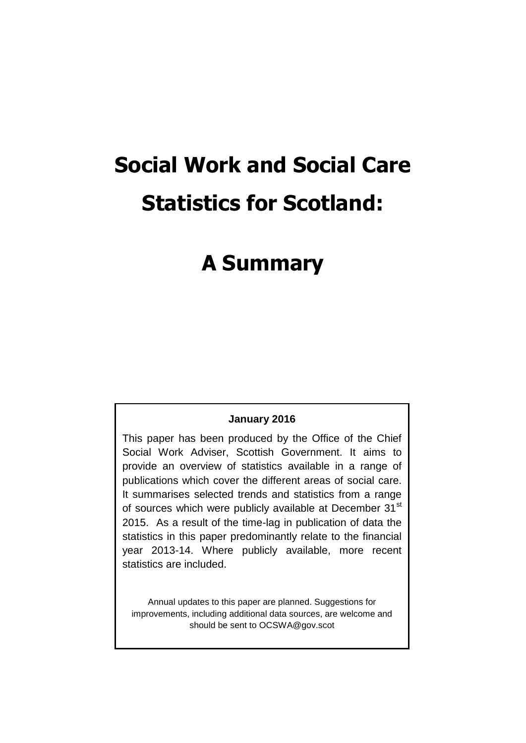# Social Work and Social Care Statistics for Scotland:

# A Summary

**January 2016**

This paper has been produced by the Office of the Chief Social Work Adviser, Scottish Government. It aims to provide an overview of statistics available in a range of publications which cover the different areas of social care. It summarises selected trends and statistics from a range of sources which were publicly available at December 31st 2015. As a result of the time-lag in publication of data the statistics in this paper predominantly relate to the financial year 2013-14. Where publicly available, more recent statistics are included.

Annual updates to this paper are planned. Suggestions for improvements, including additional data sources, are welcome and should be sent to OCSWA@gov.scot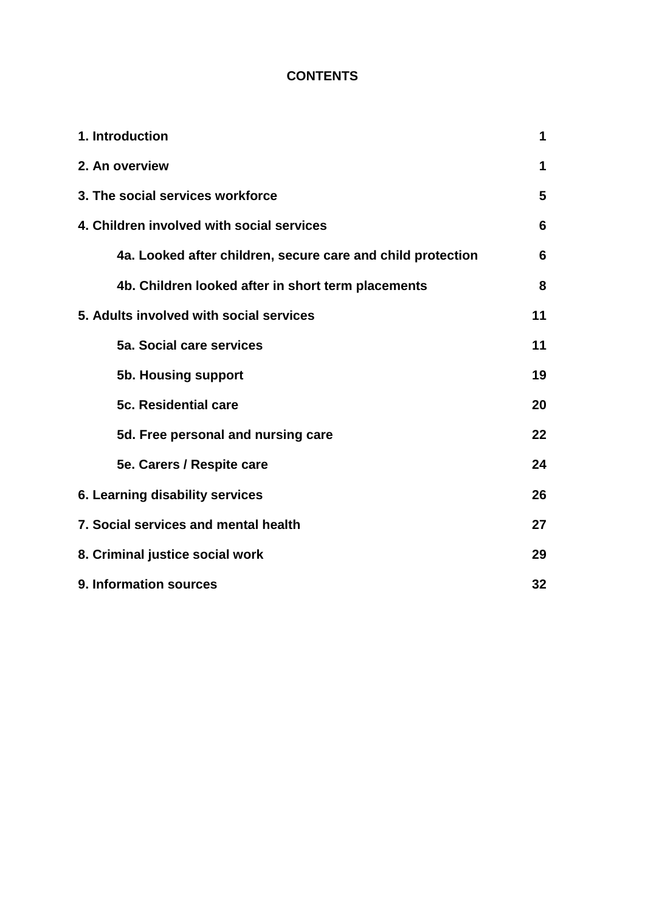**CONTENTS**

| | |
|---|---|
| **1. Introduction** | **1** |
| **2. An overview** | **1** |
| **3. The social services workforce** | **5** |
| **4. Children involved with social services** | **6** |
| **4a. Looked after children, secure care and child protection** | **6** |
| **4b. Children looked after in short term placements** | **8** |
| **5. Adults involved with social services** | **11** |
| **5a. Social care services** | **11** |
| **5b. Housing support** | **19** |
| **5c. Residential care** | **20** |
| **5d. Free personal and nursing care** | **22** |
| **5e. Carers / Respite care** | **24** |
| **6. Learning disability services** | **26** |
| **7. Social services and mental health** | **27** |
| **8. Criminal justice social work** | **29** |
| **9. Information sources** | **32** |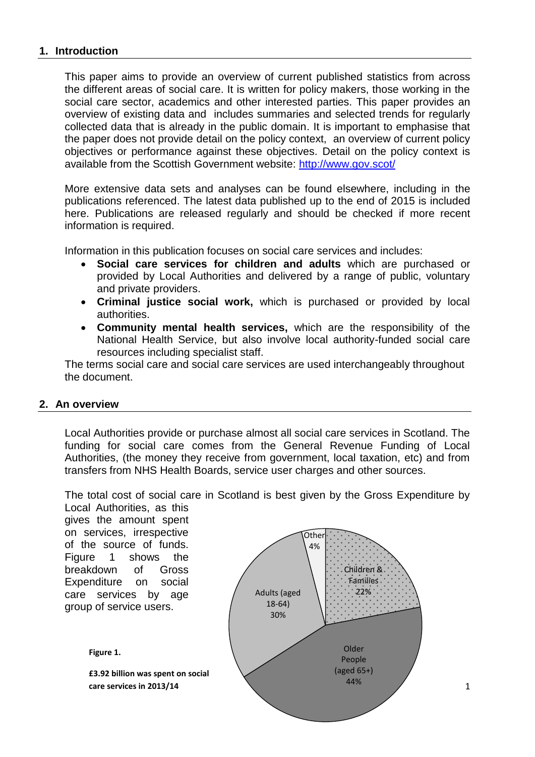## 1. Introduction

This paper aims to provide an overview of current published statistics from across the different areas of social care. It is written for policy makers, those working in the social care sector, academics and other interested parties. This paper provides an overview of existing data and includes summaries and selected trends for regularly collected data that is already in the public domain. It is important to emphasise that the paper does not provide detail on the policy context, an overview of current policy objectives or performance against these objectives. Detail on the policy context is available from the Scottish Government website: http://www.gov.scot/

More extensive data sets and analyses can be found elsewhere, including in the publications referenced. The latest data published up to the end of 2015 is included here. Publications are released regularly and should be checked if more recent information is required.

Information in this publication focuses on social care services and includes:

- **Social care services for children and adults** which are purchased or provided by Local Authorities and delivered by a range of public, voluntary and private providers.
- **Criminal justice social work,** which is purchased or provided by local authorities.
- **Community mental health services,** which are the responsibility of the National Health Service, but also involve local authority-funded social care resources including specialist staff.

The terms social care and social care services are used interchangeably throughout the document.

## 2. An overview

Local Authorities provide or purchase almost all social care services in Scotland. The funding for social care comes from the General Revenue Funding of Local Authorities, (the money they receive from government, local taxation, etc) and from transfers from NHS Health Boards, service user charges and other sources.

The total cost of social care in Scotland is best given by the Gross Expenditure by Local Authorities, as this gives the amount spent on services, irrespective of the source of funds. Figure 1 shows the breakdown of Gross Expenditure on social care services by age group of service users.

Other 4%

Children & Families 22%

Adults (aged 18-64) 30%

Older People (aged 65+) 44%

**Figure 1.**

**£3.92 billion was spent on social care services in 2013/14**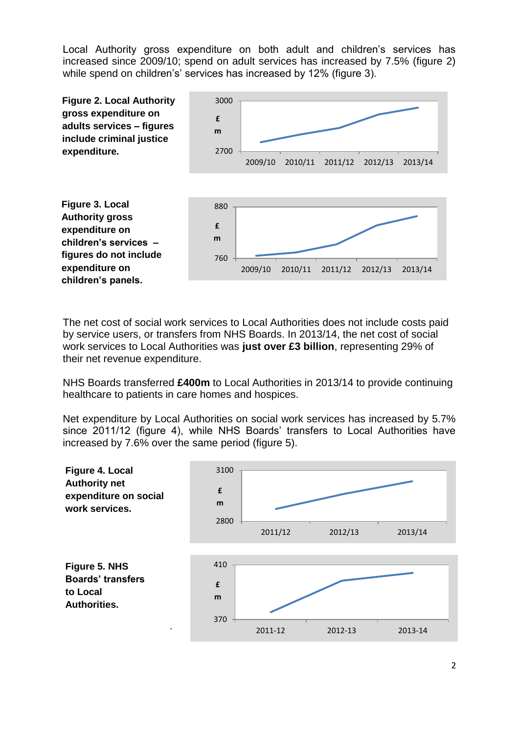Local Authority gross expenditure on both adult and children's services has increased since 2009/10; spend on adult services has increased by 7.5% (figure 2) while spend on children's' services has increased by 12% (figure 3).

**Figure 2. Local Authority gross expenditure on adults services – figures include criminal justice expenditure.**

**Figure 3. Local Authority gross expenditure on children's services – figures do not include expenditure on children's panels.**

The net cost of social work services to Local Authorities does not include costs paid by service users, or transfers from NHS Boards. In 2013/14, the net cost of social work services to Local Authorities was **just over £3 billion**, representing 29% of their net revenue expenditure.

NHS Boards transferred **£400m** to Local Authorities in 2013/14 to provide continuing healthcare to patients in care homes and hospices.

Net expenditure by Local Authorities on social work services has increased by 5.7% since 2011/12 (figure 4), while NHS Boards' transfers to Local Authorities have increased by 7.6% over the same period (figure 5).

**Figure 4. Local Authority net expenditure on social work services.**

**Figure 5. NHS Boards' transfers to Local Authorities.**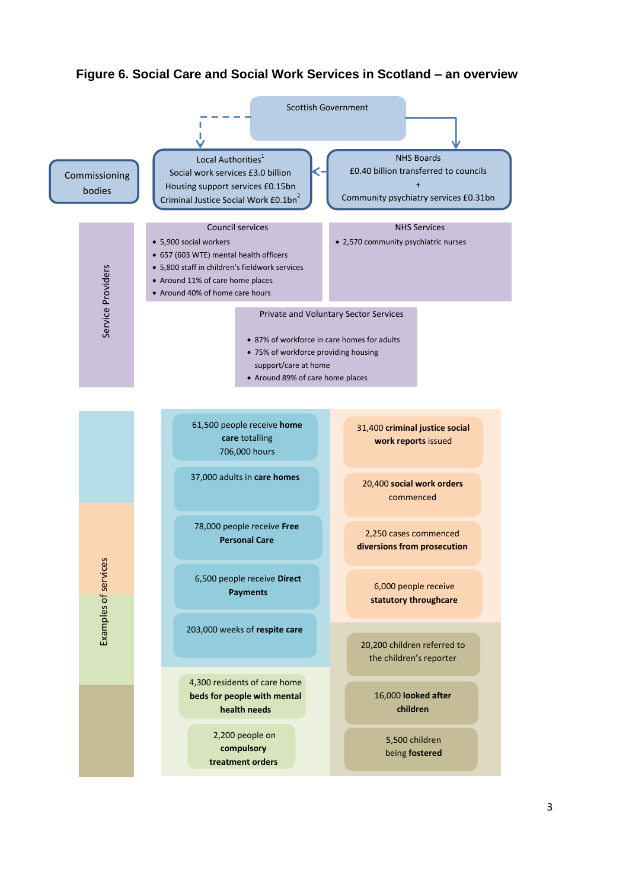# Figure 6. Social Care and Social Work Services in Scotland – an overview

Scottish Government

**Commissioning bodies**

Local Authorities[1]
Social work services £3.0 billion
Housing support services £0.15bn
Criminal Justice Social Work £0.1bn[2]

NHS Boards
£0.40 billion transferred to councils
+
Community psychiatry services £0.31bn

**Service Providers**

Council services
- 5,900 social workers
- 657 (603 WTE) mental health officers
- 5,800 staff in children's fieldwork services
- Around 11% of care home places
- Around 40% of home care hours

NHS Services
- 2,570 community psychiatric nurses

Private and Voluntary Sector Services
- 87% of workforce in care homes for adults
- 75% of workforce providing housing support/care at home
- Around 89% of care home places

**Examples of services**

- 61,500 people receive **home care** totalling 706,000 hours
- 37,000 adults in **care homes**
- 78,000 people receive **Free Personal Care**
- 6,500 people receive **Direct Payments**
- 203,000 weeks of **respite care**
- 4,300 residents of care home **beds for people with mental health needs**
- 2,200 people on **compulsory treatment orders**
- 31,400 **criminal justice social work reports** issued
- 20,400 **social work orders** commenced
- 2,250 cases commenced **diversions from prosecution**
- 6,000 people receive **statutory throughcare**
- 20,200 children referred to the children's reporter
- 16,000 **looked after children**
- 5,500 children being **fostered**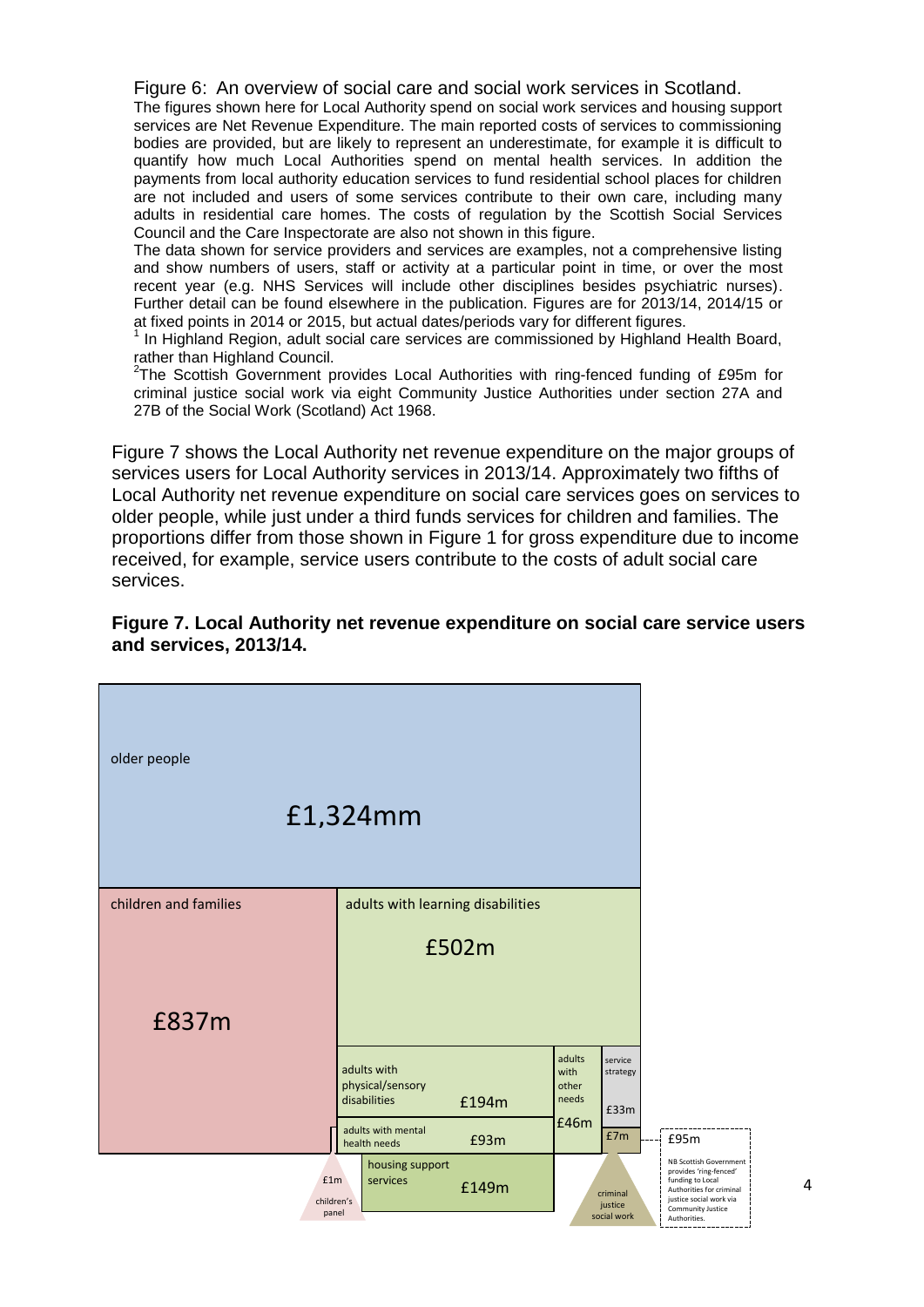Figure 6: An overview of social care and social work services in Scotland.
The figures shown here for Local Authority spend on social work services and housing support services are Net Revenue Expenditure. The main reported costs of services to commissioning bodies are provided, but are likely to represent an underestimate, for example it is difficult to quantify how much Local Authorities spend on mental health services. In addition the payments from local authority education services to fund residential school places for children are not included and users of some services contribute to their own care, including many adults in residential care homes. The costs of regulation by the Scottish Social Services Council and the Care Inspectorate are also not shown in this figure.
The data shown for service providers and services are examples, not a comprehensive listing and show numbers of users, staff or activity at a particular point in time, or over the most recent year (e.g. NHS Services will include other disciplines besides psychiatric nurses). Further detail can be found elsewhere in the publication. Figures are for 2013/14, 2014/15 or at fixed points in 2014 or 2015, but actual dates/periods vary for different figures.
[1] In Highland Region, adult social care services are commissioned by Highland Health Board, rather than Highland Council.
[2] The Scottish Government provides Local Authorities with ring-fenced funding of £95m for criminal justice social work via eight Community Justice Authorities under section 27A and 27B of the Social Work (Scotland) Act 1968.

Figure 7 shows the Local Authority net revenue expenditure on the major groups of services users for Local Authority services in 2013/14. Approximately two fifths of Local Authority net revenue expenditure on social care services goes on services to older people, while just under a third funds services for children and families. The proportions differ from those shown in Figure 1 for gross expenditure due to income received, for example, service users contribute to the costs of adult social care services.

**Figure 7. Local Authority net revenue expenditure on social care service users and services, 2013/14.**

| Service | Net revenue expenditure |
|---|---|
| older people | £1,324mm |
| children and families | £837m |
| adults with learning disabilities | £502m |
| adults with physical/sensory disabilities | £194m |
| adults with mental health needs | £93m |
| adults with other needs | £46m |
| service strategy | £33m |
| criminal justice social work | £7m |
| housing support services | £149m |
| children's panel | £1m |

£95m — NB Scottish Government provides 'ring-fenced' funding to Local Authorities for criminal justice social work via Community Justice Authorities.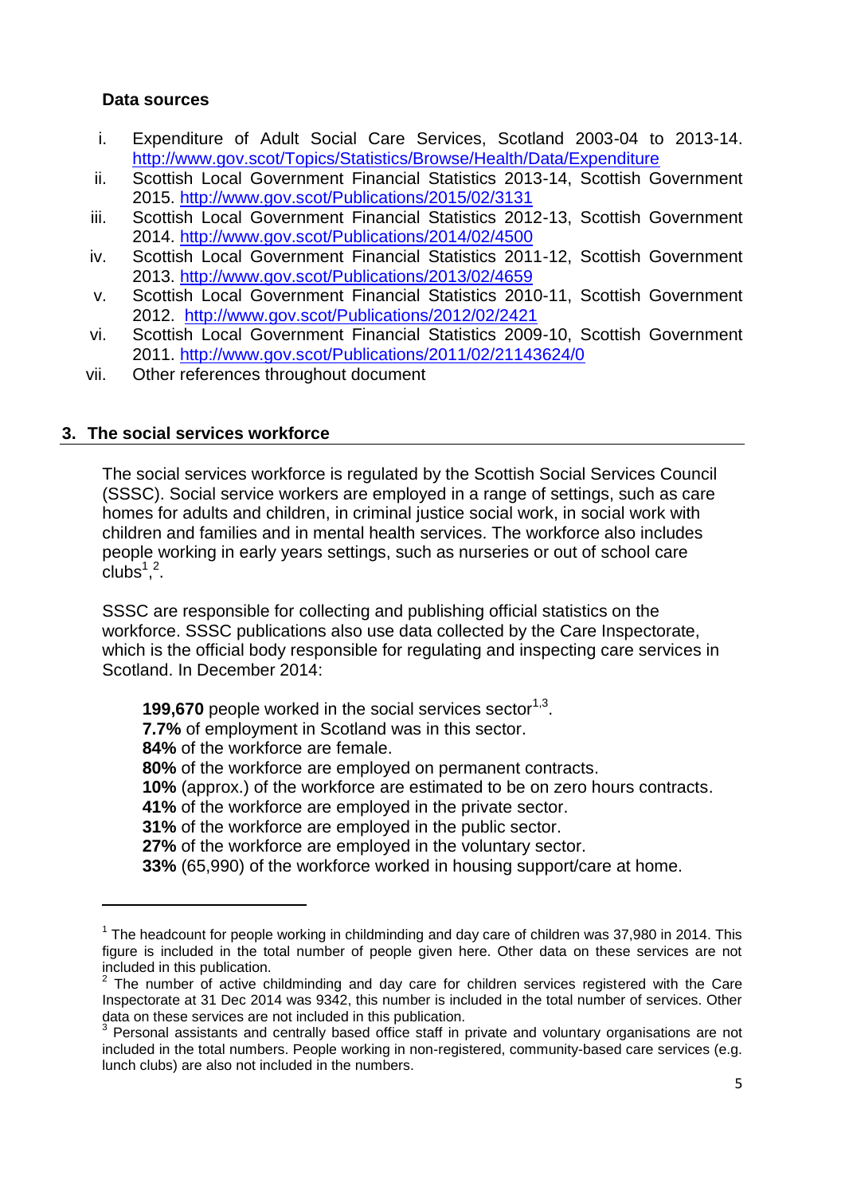**Data sources**

i. Expenditure of Adult Social Care Services, Scotland 2003-04 to 2013-14. http://www.gov.scot/Topics/Statistics/Browse/Health/Data/Expenditure
ii. Scottish Local Government Financial Statistics 2013-14, Scottish Government 2015. http://www.gov.scot/Publications/2015/02/3131
iii. Scottish Local Government Financial Statistics 2012-13, Scottish Government 2014. http://www.gov.scot/Publications/2014/02/4500
iv. Scottish Local Government Financial Statistics 2011-12, Scottish Government 2013. http://www.gov.scot/Publications/2013/02/4659
v. Scottish Local Government Financial Statistics 2010-11, Scottish Government 2012. http://www.gov.scot/Publications/2012/02/2421
vi. Scottish Local Government Financial Statistics 2009-10, Scottish Government 2011. http://www.gov.scot/Publications/2011/02/21143624/0
vii. Other references throughout document

## 3. The social services workforce

The social services workforce is regulated by the Scottish Social Services Council (SSSC). Social service workers are employed in a range of settings, such as care homes for adults and children, in criminal justice social work, in social work with children and families and in mental health services. The workforce also includes people working in early years settings, such as nurseries or out of school care clubs[1],[2].

SSSC are responsible for collecting and publishing official statistics on the workforce. SSSC publications also use data collected by the Care Inspectorate, which is the official body responsible for regulating and inspecting care services in Scotland. In December 2014:

**199,670** people worked in the social services sector[1,3].
**7.7%** of employment in Scotland was in this sector.
**84%** of the workforce are female.
**80%** of the workforce are employed on permanent contracts.
**10%** (approx.) of the workforce are estimated to be on zero hours contracts.
**41%** of the workforce are employed in the private sector.
**31%** of the workforce are employed in the public sector.
**27%** of the workforce are employed in the voluntary sector.
**33%** (65,990) of the workforce worked in housing support/care at home.

---

[1] The headcount for people working in childminding and day care of children was 37,980 in 2014. This figure is included in the total number of people given here. Other data on these services are not included in this publication.

[2] The number of active childminding and day care for children services registered with the Care Inspectorate at 31 Dec 2014 was 9342, this number is included in the total number of services. Other data on these services are not included in this publication.

[3] Personal assistants and centrally based office staff in private and voluntary organisations are not included in the total numbers. People working in non-registered, community-based care services (e.g. lunch clubs) are also not included in the numbers.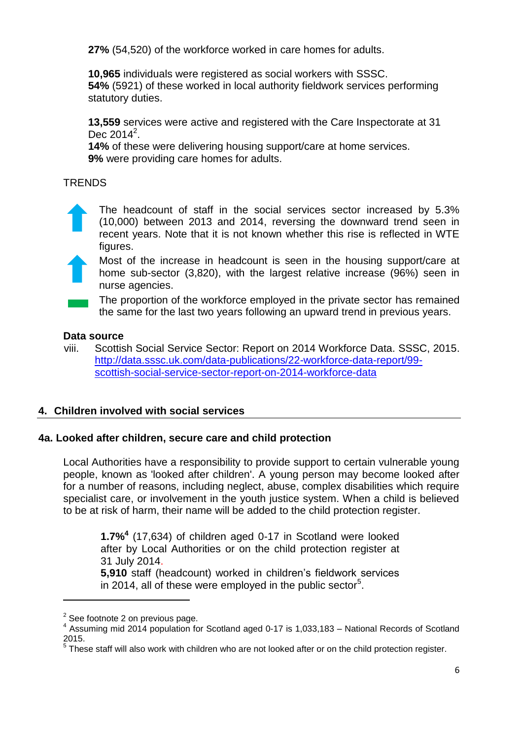**27%** (54,520) of the workforce worked in care homes for adults.

**10,965** individuals were registered as social workers with SSSC.
**54%** (5921) of these worked in local authority fieldwork services performing statutory duties.

**13,559** services were active and registered with the Care Inspectorate at 31 Dec 2014[2].
**14%** of these were delivering housing support/care at home services.
**9%** were providing care homes for adults.

TRENDS

- The headcount of staff in the social services sector increased by 5.3% (10,000) between 2013 and 2014, reversing the downward trend seen in recent years. Note that it is not known whether this rise is reflected in WTE figures.
- Most of the increase in headcount is seen in the housing support/care at home sub-sector (3,820), with the largest relative increase (96%) seen in nurse agencies.
- The proportion of the workforce employed in the private sector has remained the same for the last two years following an upward trend in previous years.

**Data source**

viii. Scottish Social Service Sector: Report on 2014 Workforce Data. SSSC, 2015. http://data.sssc.uk.com/data-publications/22-workforce-data-report/99-scottish-social-service-sector-report-on-2014-workforce-data

## 4. Children involved with social services

### 4a. Looked after children, secure care and child protection

Local Authorities have a responsibility to provide support to certain vulnerable young people, known as 'looked after children'. A young person may become looked after for a number of reasons, including neglect, abuse, complex disabilities which require specialist care, or involvement in the youth justice system. When a child is believed to be at risk of harm, their name will be added to the child protection register.

**1.7%**[4] (17,634) of children aged 0-17 in Scotland were looked after by Local Authorities or on the child protection register at 31 July 2014.
**5,910** staff (headcount) worked in children's fieldwork services in 2014, all of these were employed in the public sector[5].

---

[2] See footnote 2 on previous page.
[4] Assuming mid 2014 population for Scotland aged 0-17 is 1,033,183 – National Records of Scotland 2015.
[5] These staff will also work with children who are not looked after or on the child protection register.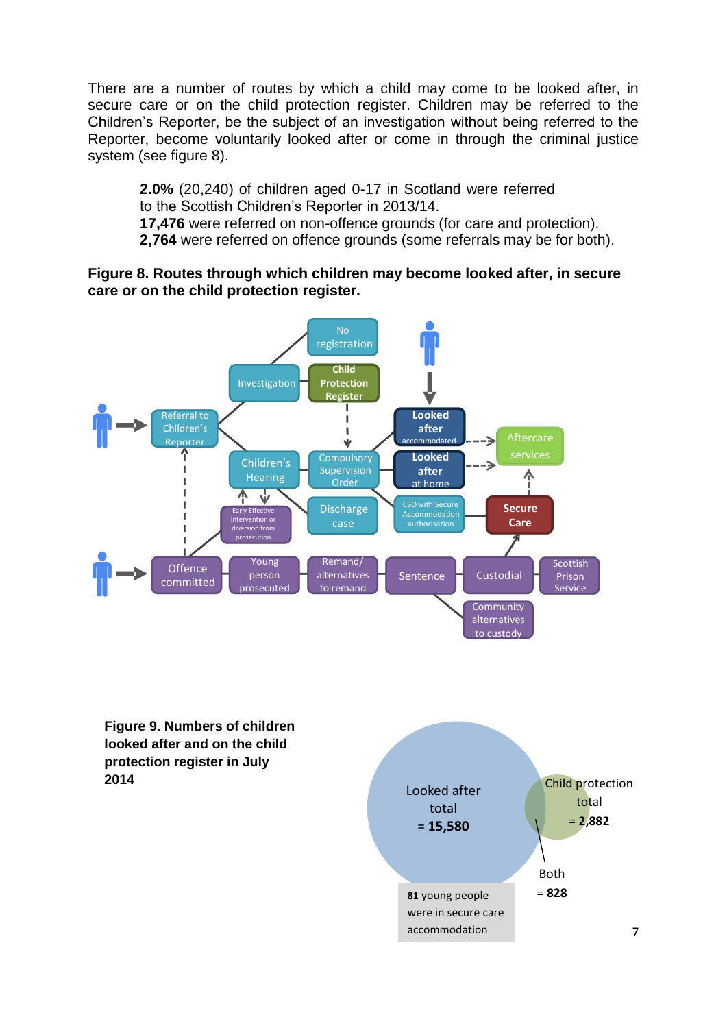There are a number of routes by which a child may come to be looked after, in secure care or on the child protection register. Children may be referred to the Children's Reporter, be the subject of an investigation without being referred to the Reporter, become voluntarily looked after or come in through the criminal justice system (see figure 8).

> **2.0%** (20,240) of children aged 0-17 in Scotland were referred to the Scottish Children's Reporter in 2013/14.
> **17,476** were referred on non-offence grounds (for care and protection).
> **2,764** were referred on offence grounds (some referrals may be for both).

**Figure 8. Routes through which children may become looked after, in secure care or on the child protection register.**

No registration

Investigation | Child Protection Register

Referral to Children's Reporter | Children's Hearing | Compulsory Supervision Order | Discharge case

Looked after accommodated | Looked after at home | CSO with Secure Accommodation authorisation | Aftercare services | Secure Care

Early Effective Intervention or diversion from prosecution

Offence committed | Young person prosecuted | Remand/ alternatives to remand | Sentence | Custodial | Scottish Prison Service | Community alternatives to custody

**Figure 9. Numbers of children looked after and on the child protection register in July 2014**

Looked after total = **15,580**

Child protection total = **2,882**

Both = **828**

**81** young people were in secure care accommodation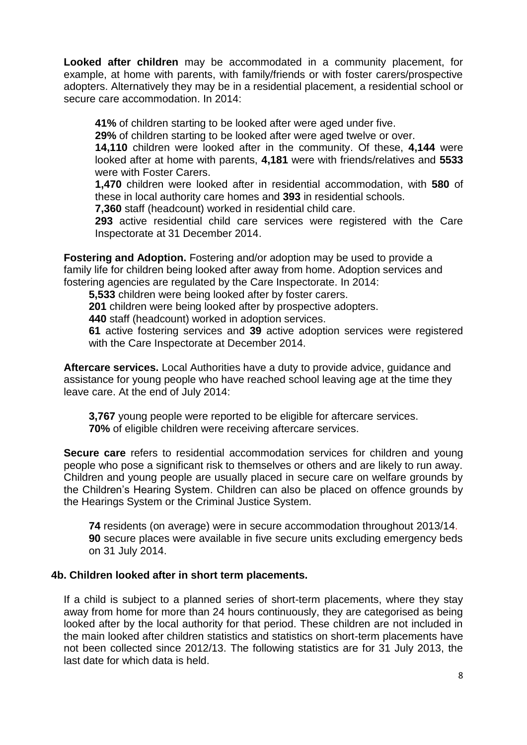**Looked after children** may be accommodated in a community placement, for example, at home with parents, with family/friends or with foster carers/prospective adopters. Alternatively they may be in a residential placement, a residential school or secure care accommodation. In 2014:

**41%** of children starting to be looked after were aged under five.
**29%** of children starting to be looked after were aged twelve or over.
**14,110** children were looked after in the community. Of these, **4,144** were looked after at home with parents, **4,181** were with friends/relatives and **5533** were with Foster Carers.
**1,470** children were looked after in residential accommodation, with **580** of these in local authority care homes and **393** in residential schools.
**7,360** staff (headcount) worked in residential child care.
**293** active residential child care services were registered with the Care Inspectorate at 31 December 2014.

**Fostering and Adoption.** Fostering and/or adoption may be used to provide a family life for children being looked after away from home. Adoption services and fostering agencies are regulated by the Care Inspectorate. In 2014:

**5,533** children were being looked after by foster carers.
**201** children were being looked after by prospective adopters.
**440** staff (headcount) worked in adoption services.
**61** active fostering services and **39** active adoption services were registered with the Care Inspectorate at December 2014.

**Aftercare services.** Local Authorities have a duty to provide advice, guidance and assistance for young people who have reached school leaving age at the time they leave care. At the end of July 2014:

**3,767** young people were reported to be eligible for aftercare services.
**70%** of eligible children were receiving aftercare services.

**Secure care** refers to residential accommodation services for children and young people who pose a significant risk to themselves or others and are likely to run away. Children and young people are usually placed in secure care on welfare grounds by the Children's Hearing System. Children can also be placed on offence grounds by the Hearings System or the Criminal Justice System.

**74** residents (on average) were in secure accommodation throughout 2013/14.
**90** secure places were available in five secure units excluding emergency beds on 31 July 2014.

### 4b. Children looked after in short term placements.

If a child is subject to a planned series of short-term placements, where they stay away from home for more than 24 hours continuously, they are categorised as being looked after by the local authority for that period. These children are not included in the main looked after children statistics and statistics on short-term placements have not been collected since 2012/13. The following statistics are for 31 July 2013, the last date for which data is held.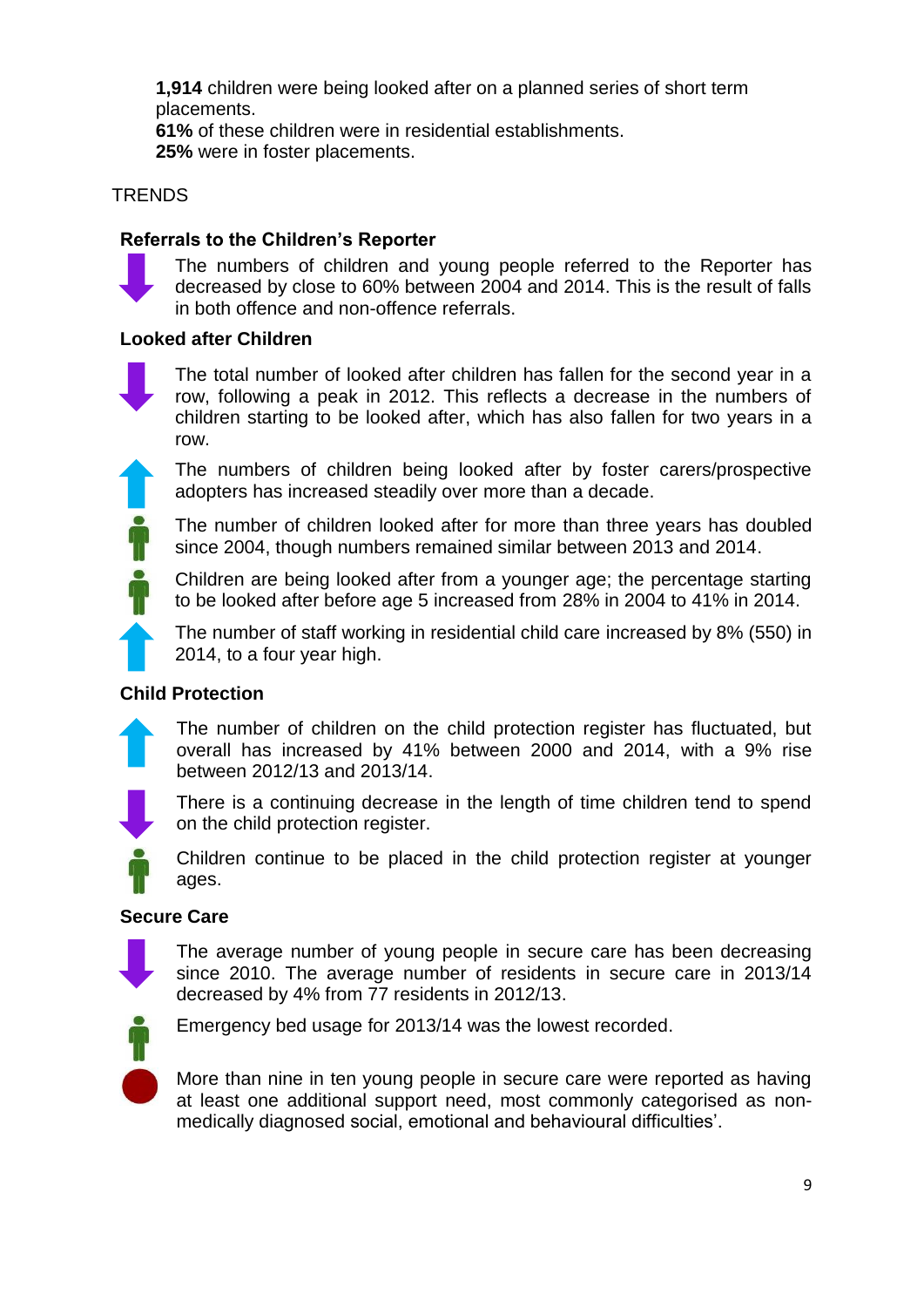**1,914** children were being looked after on a planned series of short term placements.
**61%** of these children were in residential establishments.
**25%** were in foster placements.

TRENDS

**Referrals to the Children's Reporter**

The numbers of children and young people referred to the Reporter has decreased by close to 60% between 2004 and 2014. This is the result of falls in both offence and non-offence referrals.

**Looked after Children**

The total number of looked after children has fallen for the second year in a row, following a peak in 2012. This reflects a decrease in the numbers of children starting to be looked after, which has also fallen for two years in a row.

The numbers of children being looked after by foster carers/prospective adopters has increased steadily over more than a decade.

The number of children looked after for more than three years has doubled since 2004, though numbers remained similar between 2013 and 2014.

Children are being looked after from a younger age; the percentage starting to be looked after before age 5 increased from 28% in 2004 to 41% in 2014.

The number of staff working in residential child care increased by 8% (550) in 2014, to a four year high.

**Child Protection**

The number of children on the child protection register has fluctuated, but overall has increased by 41% between 2000 and 2014, with a 9% rise between 2012/13 and 2013/14.

There is a continuing decrease in the length of time children tend to spend on the child protection register.

Children continue to be placed in the child protection register at younger ages.

**Secure Care**

The average number of young people in secure care has been decreasing since 2010. The average number of residents in secure care in 2013/14 decreased by 4% from 77 residents in 2012/13.

Emergency bed usage for 2013/14 was the lowest recorded.

More than nine in ten young people in secure care were reported as having at least one additional support need, most commonly categorised as non-medically diagnosed social, emotional and behavioural difficulties'.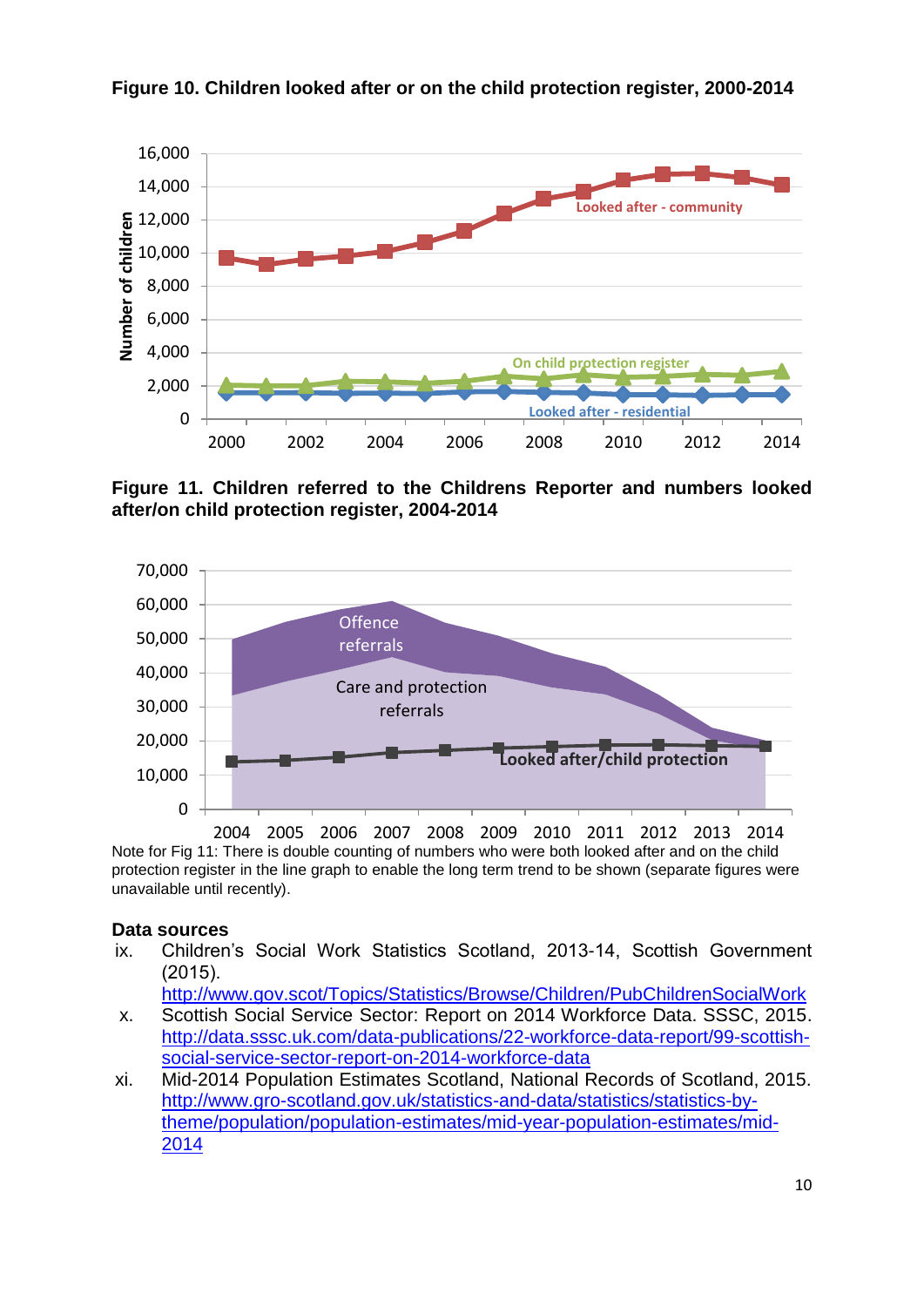**Figure 10. Children looked after or on the child protection register, 2000-2014**

**Figure 11. Children referred to the Childrens Reporter and numbers looked after/on child protection register, 2004-2014**

Note for Fig 11: There is double counting of numbers who were both looked after and on the child protection register in the line graph to enable the long term trend to be shown (separate figures were unavailable until recently).

**Data sources**

ix. Children's Social Work Statistics Scotland, 2013-14, Scottish Government (2015). http://www.gov.scot/Topics/Statistics/Browse/Children/PubChildrenSocialWork

x. Scottish Social Service Sector: Report on 2014 Workforce Data. SSSC, 2015. http://data.sssc.uk.com/data-publications/22-workforce-data-report/99-scottish-social-service-sector-report-on-2014-workforce-data

xi. Mid-2014 Population Estimates Scotland, National Records of Scotland, 2015. http://www.gro-scotland.gov.uk/statistics-and-data/statistics/statistics-by-theme/population/population-estimates/mid-year-population-estimates/mid-2014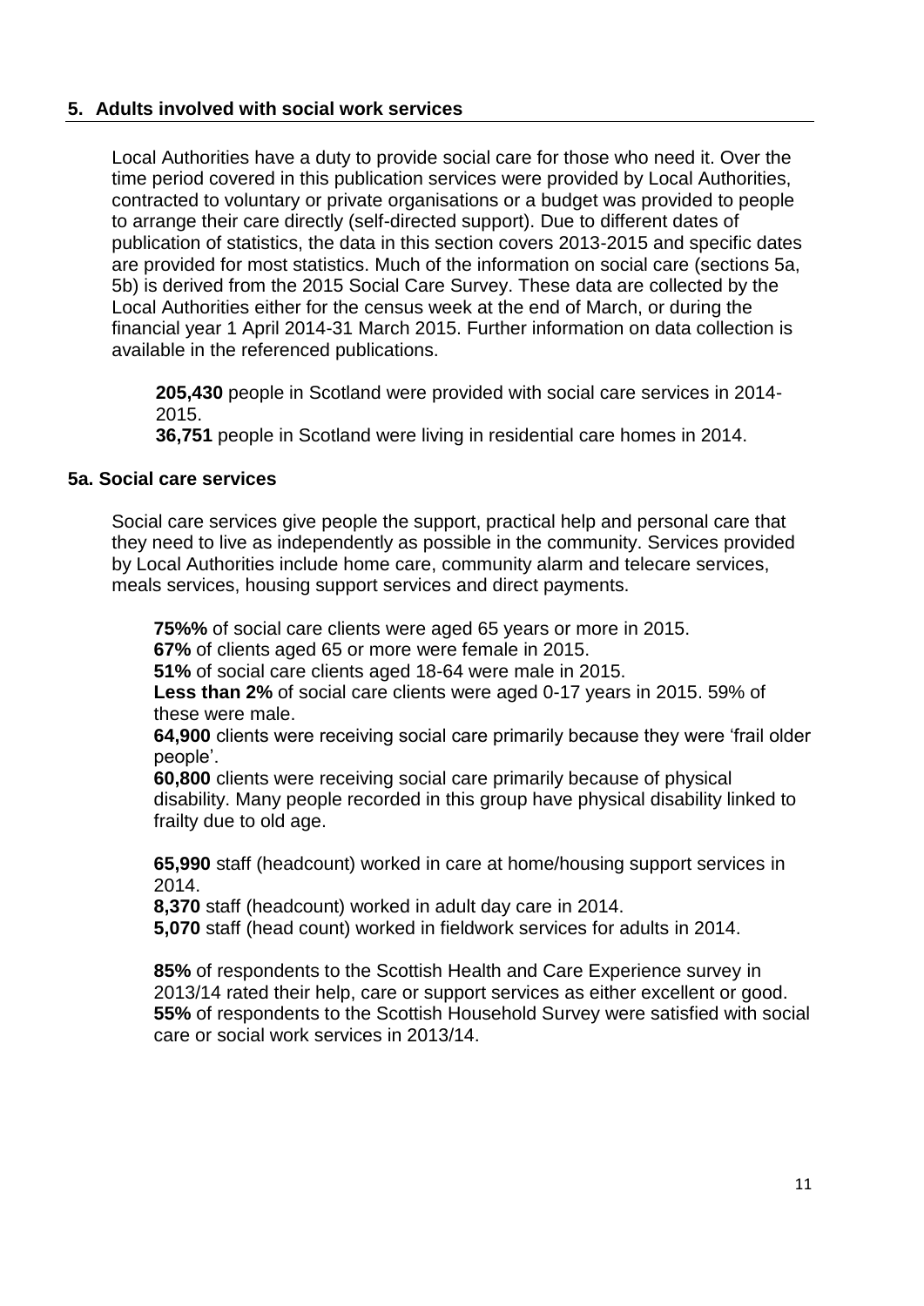## 5. Adults involved with social work services

Local Authorities have a duty to provide social care for those who need it. Over the time period covered in this publication services were provided by Local Authorities, contracted to voluntary or private organisations or a budget was provided to people to arrange their care directly (self-directed support). Due to different dates of publication of statistics, the data in this section covers 2013-2015 and specific dates are provided for most statistics. Much of the information on social care (sections 5a, 5b) is derived from the 2015 Social Care Survey. These data are collected by the Local Authorities either for the census week at the end of March, or during the financial year 1 April 2014-31 March 2015. Further information on data collection is available in the referenced publications.

**205,430** people in Scotland were provided with social care services in 2014-2015.
**36,751** people in Scotland were living in residential care homes in 2014.

### 5a. Social care services

Social care services give people the support, practical help and personal care that they need to live as independently as possible in the community. Services provided by Local Authorities include home care, community alarm and telecare services, meals services, housing support services and direct payments.

**75%%** of social care clients were aged 65 years or more in 2015.
**67%** of clients aged 65 or more were female in 2015.
**51%** of social care clients aged 18-64 were male in 2015.
**Less than 2%** of social care clients were aged 0-17 years in 2015. 59% of these were male.
**64,900** clients were receiving social care primarily because they were 'frail older people'.
**60,800** clients were receiving social care primarily because of physical disability. Many people recorded in this group have physical disability linked to frailty due to old age.

**65,990** staff (headcount) worked in care at home/housing support services in 2014.
**8,370** staff (headcount) worked in adult day care in 2014.
**5,070** staff (head count) worked in fieldwork services for adults in 2014.

**85%** of respondents to the Scottish Health and Care Experience survey in 2013/14 rated their help, care or support services as either excellent or good.
**55%** of respondents to the Scottish Household Survey were satisfied with social care or social work services in 2013/14.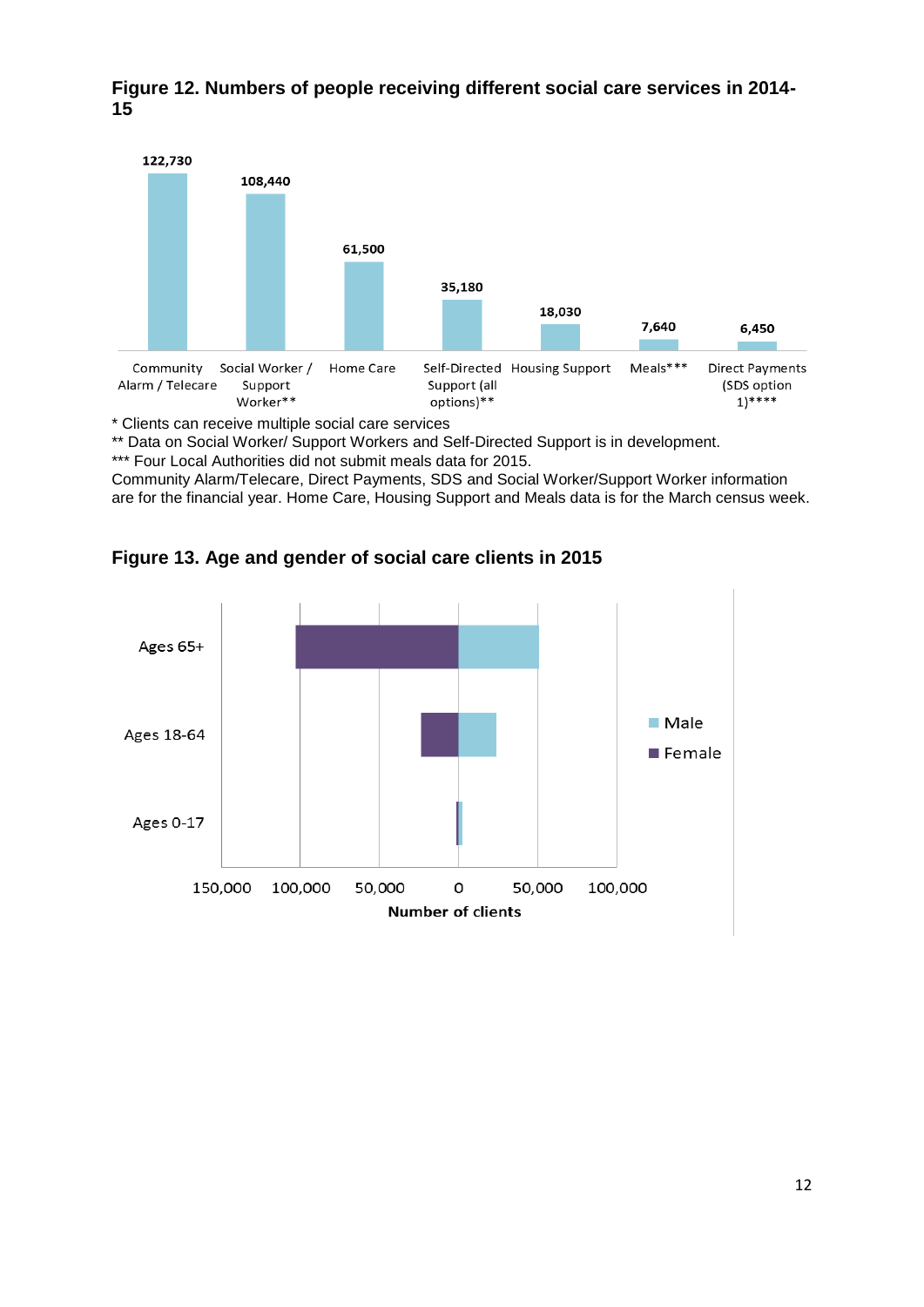**Figure 12. Numbers of people receiving different social care services in 2014-15**

| Service | Number of people |
| --- | --- |
| Community Alarm / Telecare | 122,730 |
| Social Worker / Support Worker** | 108,440 |
| Home Care | 61,500 |
| Self-Directed Support (all options)** | 35,180 |
| Housing Support | 18,030 |
| Meals*** | 7,640 |
| Direct Payments (SDS option 1)**** | 6,450 |

\* Clients can receive multiple social care services

** Data on Social Worker/ Support Workers and Self-Directed Support is in development.

*** Four Local Authorities did not submit meals data for 2015.

Community Alarm/Telecare, Direct Payments, SDS and Social Worker/Support Worker information are for the financial year. Home Care, Housing Support and Meals data is for the March census week.

**Figure 13. Age and gender of social care clients in 2015**

Categories: Ages 65+, Ages 18-64, Ages 0-17. Series: Male, Female. Axis: Number of clients (150,000 – 100,000 – 50,000 – 0 – 50,000 – 100,000).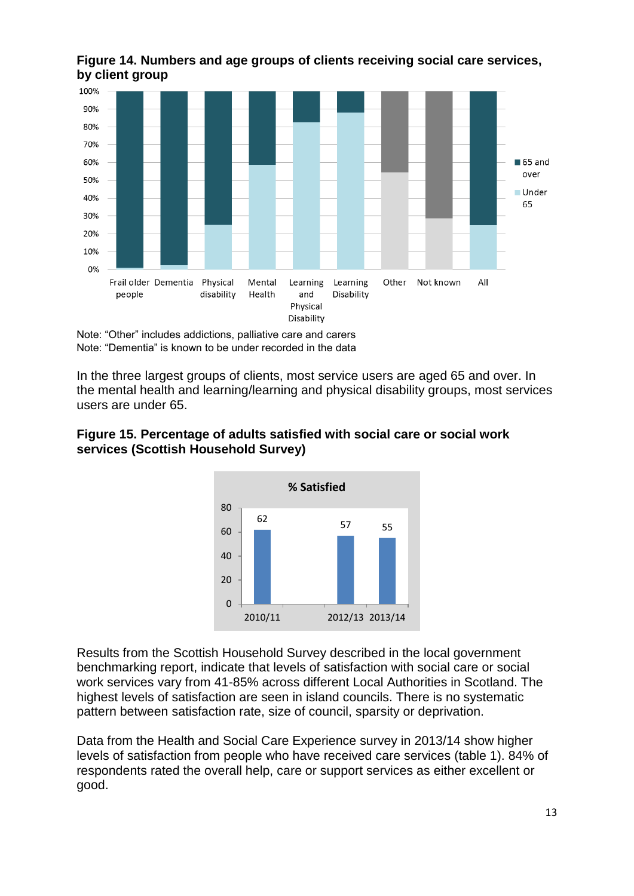**Figure 14. Numbers and age groups of clients receiving social care services, by client group**

Note: “Other” includes addictions, palliative care and carers
Note: “Dementia” is known to be under recorded in the data

In the three largest groups of clients, most service users are aged 65 and over. In the mental health and learning/learning and physical disability groups, most services users are under 65.

**Figure 15. Percentage of adults satisfied with social care or social work services (Scottish Household Survey)**

Results from the Scottish Household Survey described in the local government benchmarking report, indicate that levels of satisfaction with social care or social work services vary from 41-85% across different Local Authorities in Scotland. The highest levels of satisfaction are seen in island councils. There is no systematic pattern between satisfaction rate, size of council, sparsity or deprivation.

Data from the Health and Social Care Experience survey in 2013/14 show higher levels of satisfaction from people who have received care services (table 1). 84% of respondents rated the overall help, care or support services as either excellent or good.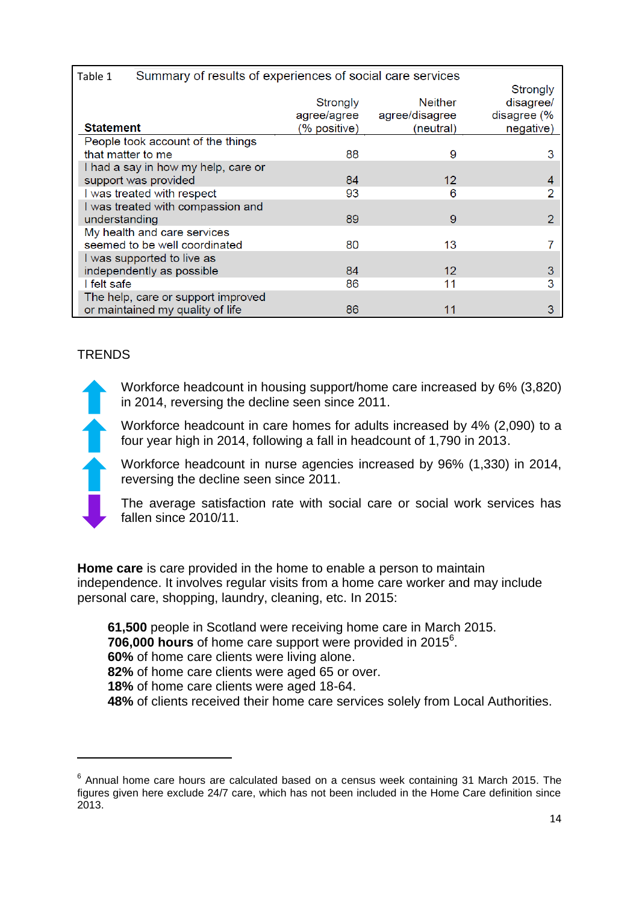Table 1 Summary of results of experiences of social care services

| Statement | Strongly agree/agree (% positive) | Neither agree/disagree (neutral) | Strongly disagree/ disagree (% negative) |
|---|---|---|---|
| People took account of the things that matter to me | 88 | 9 | 3 |
| I had a say in how my help, care or support was provided | 84 | 12 | 4 |
| I was treated with respect | 93 | 6 | 2 |
| I was treated with compassion and understanding | 89 | 9 | 2 |
| My health and care services seemed to be well coordinated | 80 | 13 | 7 |
| I was supported to live as independently as possible | 84 | 12 | 3 |
| I felt safe | 86 | 11 | 3 |
| The help, care or support improved or maintained my quality of life | 86 | 11 | 3 |

TRENDS

- ↑ Workforce headcount in housing support/home care increased by 6% (3,820) in 2014, reversing the decline seen since 2011.
- ↑ Workforce headcount in care homes for adults increased by 4% (2,090) to a four year high in 2014, following a fall in headcount of 1,790 in 2013.
- ↑ Workforce headcount in nurse agencies increased by 96% (1,330) in 2014, reversing the decline seen since 2011.
- ↓ The average satisfaction rate with social care or social work services has fallen since 2010/11.

**Home care** is care provided in the home to enable a person to maintain independence. It involves regular visits from a home care worker and may include personal care, shopping, laundry, cleaning, etc. In 2015:

**61,500** people in Scotland were receiving home care in March 2015.
**706,000 hours** of home care support were provided in 2015[6].
**60%** of home care clients were living alone.
**82%** of home care clients were aged 65 or over.
**18%** of home care clients were aged 18-64.
**48%** of clients received their home care services solely from Local Authorities.

[6] Annual home care hours are calculated based on a census week containing 31 March 2015. The figures given here exclude 24/7 care, which has not been included in the Home Care definition since 2013.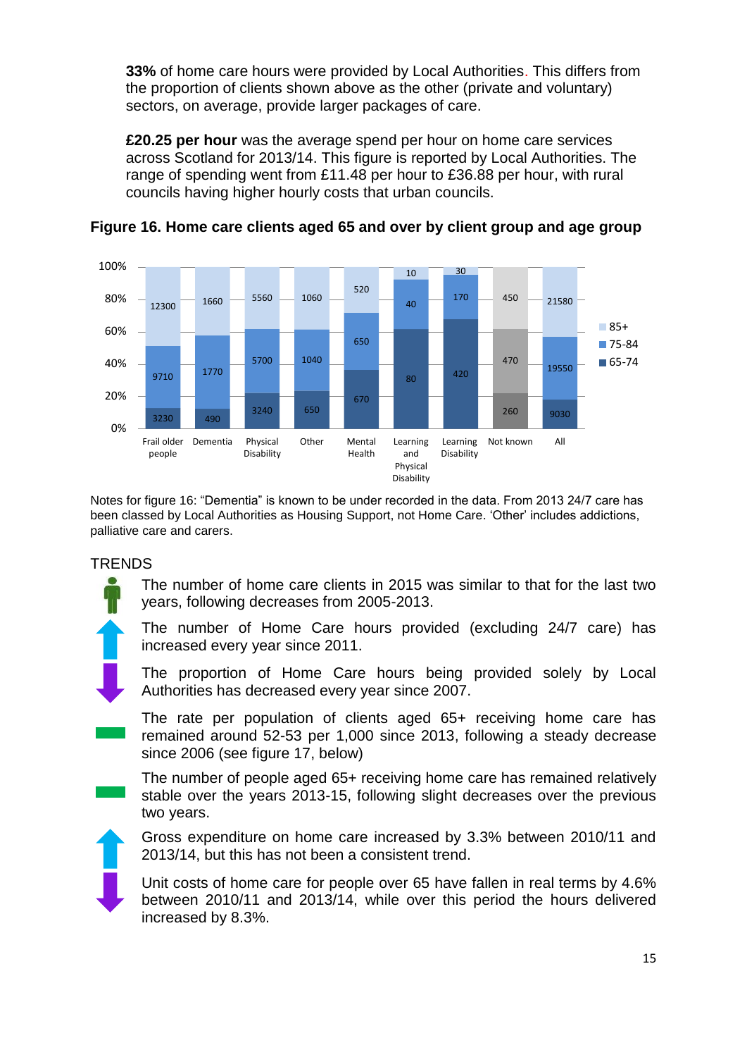**33%** of home care hours were provided by Local Authorities. This differs from the proportion of clients shown above as the other (private and voluntary) sectors, on average, provide larger packages of care.

**£20.25 per hour** was the average spend per hour on home care services across Scotland for 2013/14. This figure is reported by Local Authorities. The range of spending went from £11.48 per hour to £36.88 per hour, with rural councils having higher hourly costs that urban councils.

**Figure 16. Home care clients aged 65 and over by client group and age group**

| Client group | 65-74 | 75-84 | 85+ |
|---|---|---|---|
| Frail older people | 3230 | 9710 | 12300 |
| Dementia | 490 | 1770 | 1660 |
| Physical Disability | 3240 | 5700 | 5560 |
| Other | 650 | 1040 | 1060 |
| Mental Health | 670 | 650 | 520 |
| Learning and Physical Disability | 80 | 40 | 10 |
| Learning Disability | 420 | 170 | 30 |
| Not known | 260 | 470 | 450 |
| All | 9030 | 19550 | 21580 |

Notes for figure 16: "Dementia" is known to be under recorded in the data. From 2013 24/7 care has been classed by Local Authorities as Housing Support, not Home Care. 'Other' includes addictions, palliative care and carers.

TRENDS

- The number of home care clients in 2015 was similar to that for the last two years, following decreases from 2005-2013.
- The number of Home Care hours provided (excluding 24/7 care) has increased every year since 2011.
- The proportion of Home Care hours being provided solely by Local Authorities has decreased every year since 2007.
- The rate per population of clients aged 65+ receiving home care has remained around 52-53 per 1,000 since 2013, following a steady decrease since 2006 (see figure 17, below)
- The number of people aged 65+ receiving home care has remained relatively stable over the years 2013-15, following slight decreases over the previous two years.
- Gross expenditure on home care increased by 3.3% between 2010/11 and 2013/14, but this has not been a consistent trend.
- Unit costs of home care for people over 65 have fallen in real terms by 4.6% between 2010/11 and 2013/14, while over this period the hours delivered increased by 8.3%.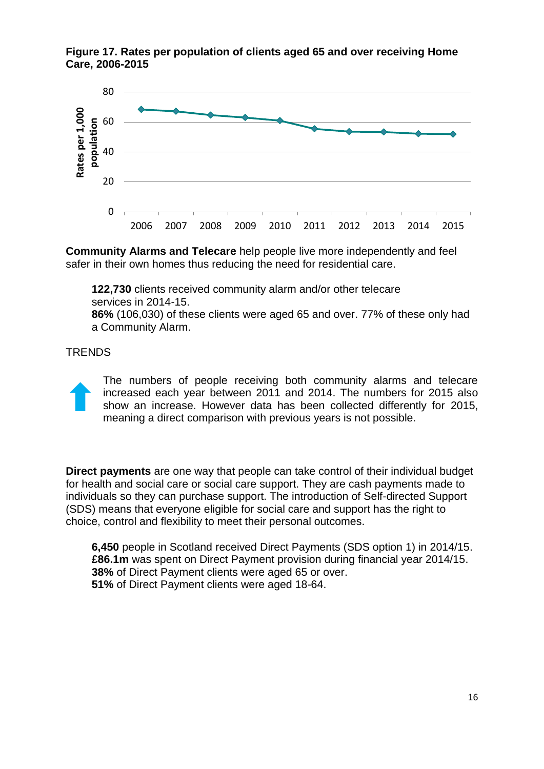**Figure 17. Rates per population of clients aged 65 and over receiving Home Care, 2006-2015**

**Community Alarms and Telecare** help people live more independently and feel safer in their own homes thus reducing the need for residential care.

> **122,730** clients received community alarm and/or other telecare services in 2014-15.
> **86%** (106,030) of these clients were aged 65 and over. 77% of these only had a Community Alarm.

TRENDS

The numbers of people receiving both community alarms and telecare increased each year between 2011 and 2014. The numbers for 2015 also show an increase. However data has been collected differently for 2015, meaning a direct comparison with previous years is not possible.

**Direct payments** are one way that people can take control of their individual budget for health and social care or social care support. They are cash payments made to individuals so they can purchase support. The introduction of Self-directed Support (SDS) means that everyone eligible for social care and support has the right to choice, control and flexibility to meet their personal outcomes.

> **6,450** people in Scotland received Direct Payments (SDS option 1) in 2014/15.
> **£86.1m** was spent on Direct Payment provision during financial year 2014/15.
> **38%** of Direct Payment clients were aged 65 or over.
> **51%** of Direct Payment clients were aged 18-64.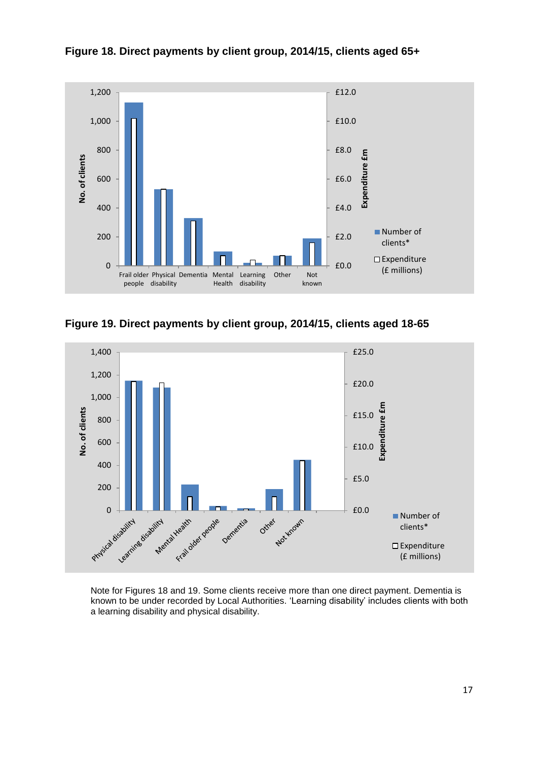**Figure 18. Direct payments by client group, 2014/15, clients aged 65+**

**Figure 19. Direct payments by client group, 2014/15, clients aged 18-65**

Note for Figures 18 and 19. Some clients receive more than one direct payment. Dementia is known to be under recorded by Local Authorities. 'Learning disability' includes clients with both a learning disability and physical disability.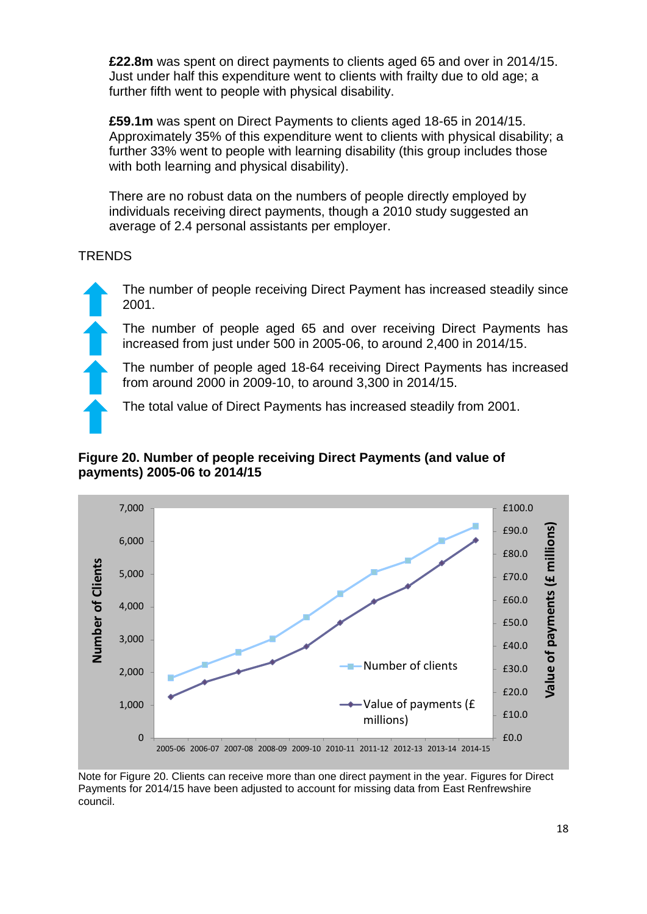**£22.8m** was spent on direct payments to clients aged 65 and over in 2014/15. Just under half this expenditure went to clients with frailty due to old age; a further fifth went to people with physical disability.

**£59.1m** was spent on Direct Payments to clients aged 18-65 in 2014/15. Approximately 35% of this expenditure went to clients with physical disability; a further 33% went to people with learning disability (this group includes those with both learning and physical disability).

There are no robust data on the numbers of people directly employed by individuals receiving direct payments, though a 2010 study suggested an average of 2.4 personal assistants per employer.

TRENDS

- The number of people receiving Direct Payment has increased steadily since 2001.
- The number of people aged 65 and over receiving Direct Payments has increased from just under 500 in 2005-06, to around 2,400 in 2014/15.
- The number of people aged 18-64 receiving Direct Payments has increased from around 2000 in 2009-10, to around 3,300 in 2014/15.
- The total value of Direct Payments has increased steadily from 2001.

**Figure 20. Number of people receiving Direct Payments (and value of payments) 2005-06 to 2014/15**

Note for Figure 20. Clients can receive more than one direct payment in the year. Figures for Direct Payments for 2014/15 have been adjusted to account for missing data from East Renfrewshire council.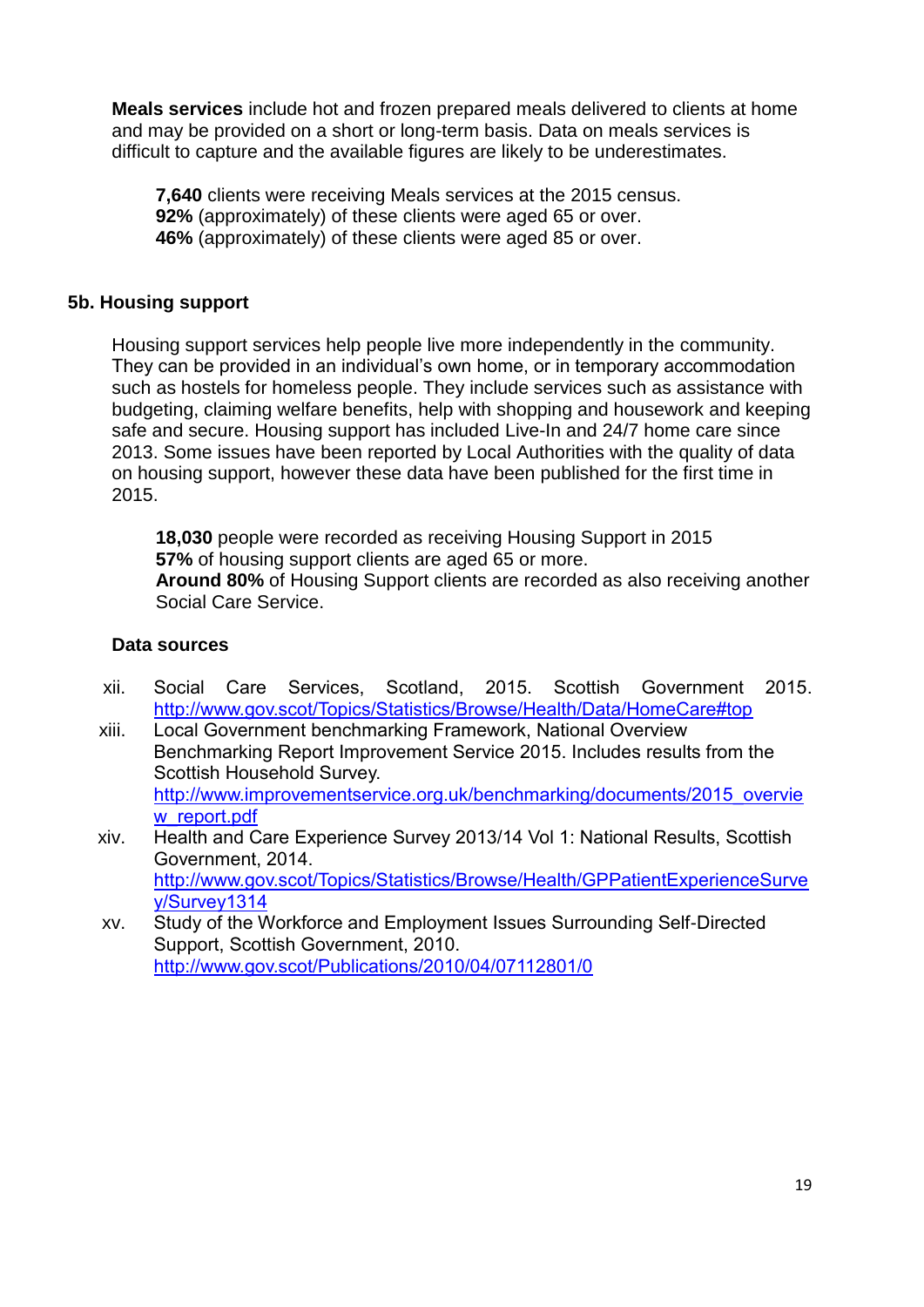**Meals services** include hot and frozen prepared meals delivered to clients at home and may be provided on a short or long-term basis. Data on meals services is difficult to capture and the available figures are likely to be underestimates.

**7,640** clients were receiving Meals services at the 2015 census.
**92%** (approximately) of these clients were aged 65 or over.
**46%** (approximately) of these clients were aged 85 or over.

## 5b. Housing support

Housing support services help people live more independently in the community. They can be provided in an individual's own home, or in temporary accommodation such as hostels for homeless people. They include services such as assistance with budgeting, claiming welfare benefits, help with shopping and housework and keeping safe and secure. Housing support has included Live-In and 24/7 home care since 2013. Some issues have been reported by Local Authorities with the quality of data on housing support, however these data have been published for the first time in 2015.

**18,030** people were recorded as receiving Housing Support in 2015
**57%** of housing support clients are aged 65 or more.
**Around 80%** of Housing Support clients are recorded as also receiving another Social Care Service.

### Data sources

xii. Social Care Services, Scotland, 2015. Scottish Government 2015. http://www.gov.scot/Topics/Statistics/Browse/Health/Data/HomeCare#top

xiii. Local Government benchmarking Framework, National Overview Benchmarking Report Improvement Service 2015. Includes results from the Scottish Household Survey. http://www.improvementservice.org.uk/benchmarking/documents/2015_overview_report.pdf

xiv. Health and Care Experience Survey 2013/14 Vol 1: National Results, Scottish Government, 2014. http://www.gov.scot/Topics/Statistics/Browse/Health/GPPatientExperienceSurvey/Survey1314

xv. Study of the Workforce and Employment Issues Surrounding Self-Directed Support, Scottish Government, 2010. http://www.gov.scot/Publications/2010/04/07112801/0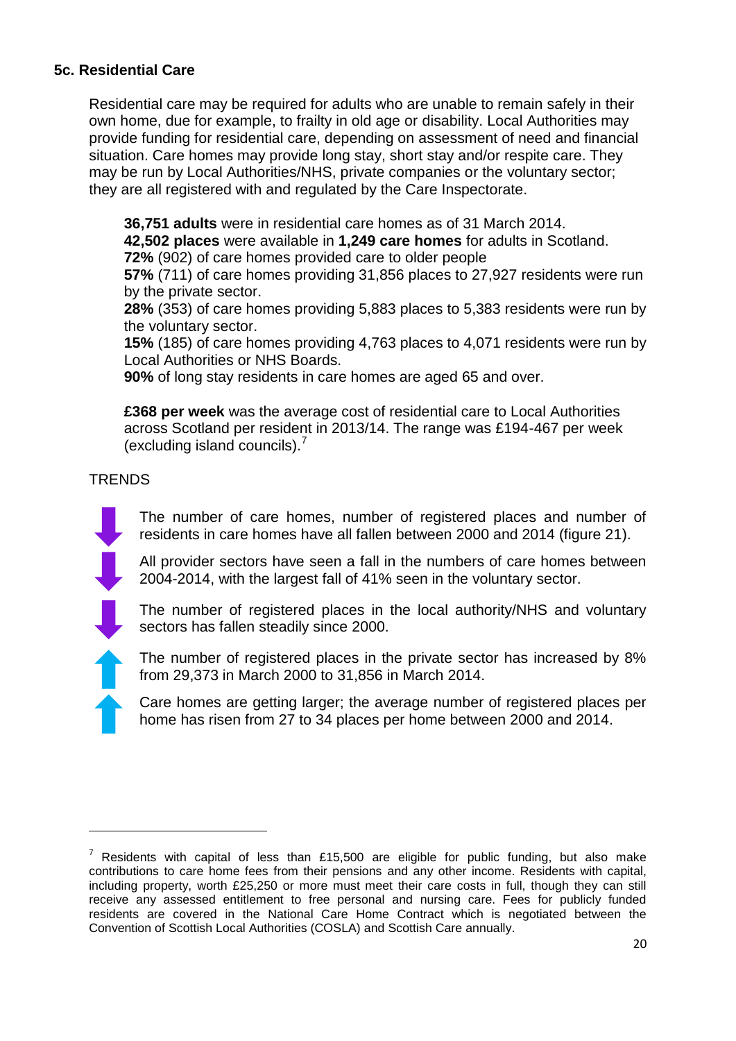### 5c. Residential Care

Residential care may be required for adults who are unable to remain safely in their own home, due for example, to frailty in old age or disability. Local Authorities may provide funding for residential care, depending on assessment of need and financial situation. Care homes may provide long stay, short stay and/or respite care. They may be run by Local Authorities/NHS, private companies or the voluntary sector; they are all registered with and regulated by the Care Inspectorate.

**36,751 adults** were in residential care homes as of 31 March 2014.
**42,502 places** were available in **1,249 care homes** for adults in Scotland.
**72%** (902) of care homes provided care to older people
**57%** (711) of care homes providing 31,856 places to 27,927 residents were run by the private sector.
**28%** (353) of care homes providing 5,883 places to 5,383 residents were run by the voluntary sector.
**15%** (185) of care homes providing 4,763 places to 4,071 residents were run by Local Authorities or NHS Boards.
**90%** of long stay residents in care homes are aged 65 and over.

**£368 per week** was the average cost of residential care to Local Authorities across Scotland per resident in 2013/14. The range was £194-467 per week (excluding island councils).[7]

TRENDS

- ↓ The number of care homes, number of registered places and number of residents in care homes have all fallen between 2000 and 2014 (figure 21).
- ↓ All provider sectors have seen a fall in the numbers of care homes between 2004-2014, with the largest fall of 41% seen in the voluntary sector.
- ↓ The number of registered places in the local authority/NHS and voluntary sectors has fallen steadily since 2000.
- ↑ The number of registered places in the private sector has increased by 8% from 29,373 in March 2000 to 31,856 in March 2014.
- ↑ Care homes are getting larger; the average number of registered places per home has risen from 27 to 34 places per home between 2000 and 2014.

---

[7] Residents with capital of less than £15,500 are eligible for public funding, but also make contributions to care home fees from their pensions and any other income. Residents with capital, including property, worth £25,250 or more must meet their care costs in full, though they can still receive any assessed entitlement to free personal and nursing care. Fees for publicly funded residents are covered in the National Care Home Contract which is negotiated between the Convention of Scottish Local Authorities (COSLA) and Scottish Care annually.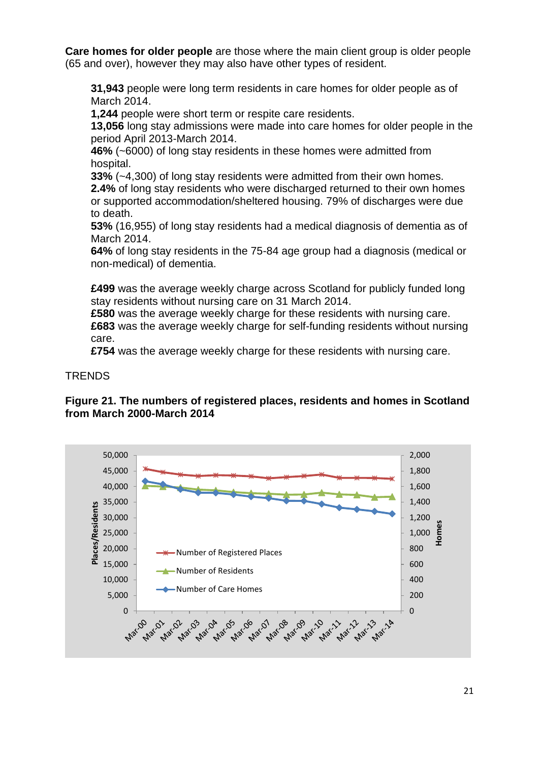**Care homes for older people** are those where the main client group is older people (65 and over), however they may also have other types of resident.

**31,943** people were long term residents in care homes for older people as of March 2014.
**1,244** people were short term or respite care residents.
**13,056** long stay admissions were made into care homes for older people in the period April 2013-March 2014.
**46%** (~6000) of long stay residents in these homes were admitted from hospital.
**33%** (~4,300) of long stay residents were admitted from their own homes.
**2.4%** of long stay residents who were discharged returned to their own homes or supported accommodation/sheltered housing. 79% of discharges were due to death.
**53%** (16,955) of long stay residents had a medical diagnosis of dementia as of March 2014.
**64%** of long stay residents in the 75-84 age group had a diagnosis (medical or non-medical) of dementia.

**£499** was the average weekly charge across Scotland for publicly funded long stay residents without nursing care on 31 March 2014.
**£580** was the average weekly charge for these residents with nursing care.
**£683** was the average weekly charge for self-funding residents without nursing care.
**£754** was the average weekly charge for these residents with nursing care.

TRENDS

**Figure 21. The numbers of registered places, residents and homes in Scotland from March 2000-March 2014**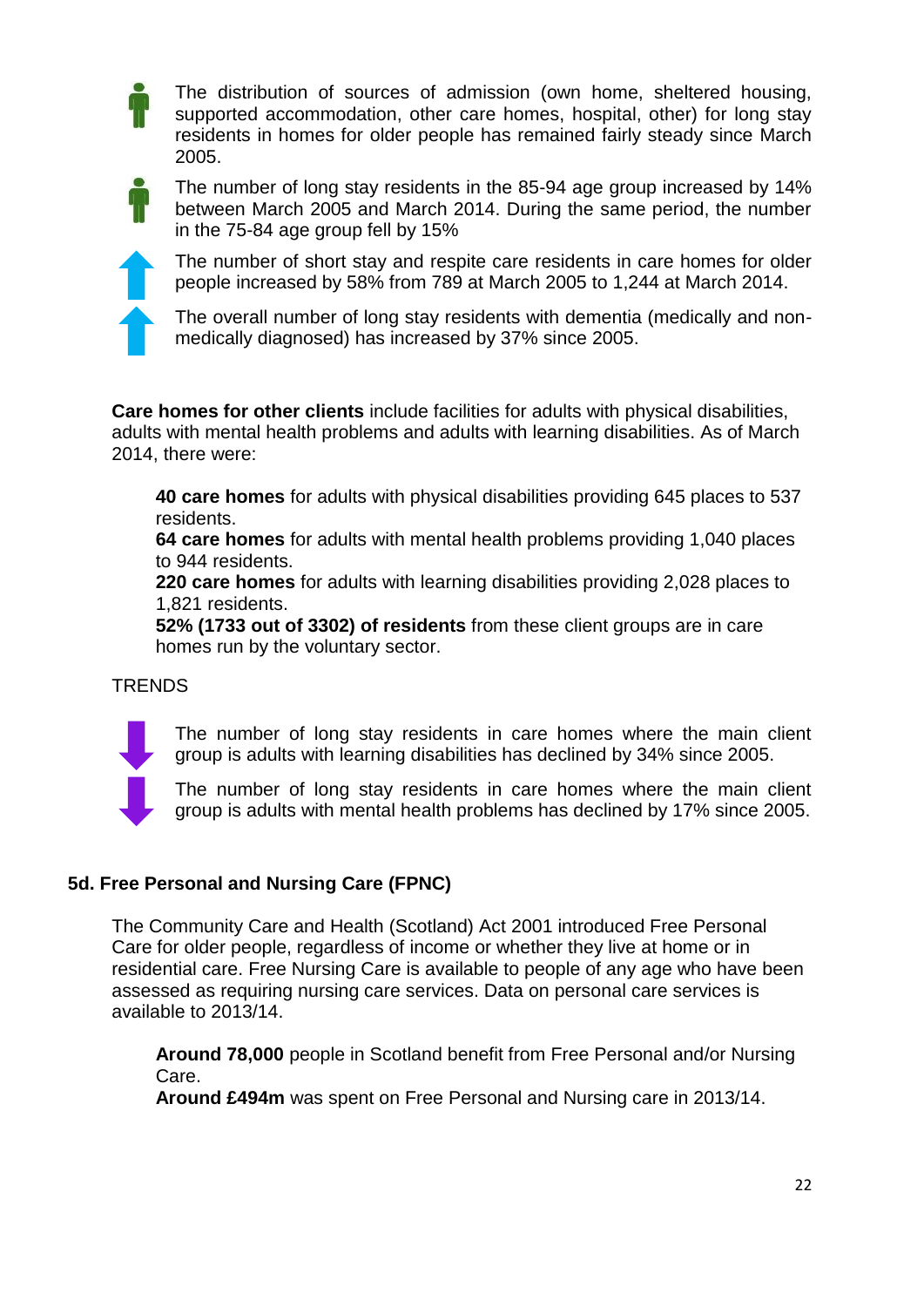The distribution of sources of admission (own home, sheltered housing, supported accommodation, other care homes, hospital, other) for long stay residents in homes for older people has remained fairly steady since March 2005.

The number of long stay residents in the 85-94 age group increased by 14% between March 2005 and March 2014. During the same period, the number in the 75-84 age group fell by 15%

The number of short stay and respite care residents in care homes for older people increased by 58% from 789 at March 2005 to 1,244 at March 2014.

The overall number of long stay residents with dementia (medically and non-medically diagnosed) has increased by 37% since 2005.

**Care homes for other clients** include facilities for adults with physical disabilities, adults with mental health problems and adults with learning disabilities. As of March 2014, there were:

**40 care homes** for adults with physical disabilities providing 645 places to 537 residents.
**64 care homes** for adults with mental health problems providing 1,040 places to 944 residents.
**220 care homes** for adults with learning disabilities providing 2,028 places to 1,821 residents.
**52% (1733 out of 3302) of residents** from these client groups are in care homes run by the voluntary sector.

TRENDS

The number of long stay residents in care homes where the main client group is adults with learning disabilities has declined by 34% since 2005.

The number of long stay residents in care homes where the main client group is adults with mental health problems has declined by 17% since 2005.

### 5d. Free Personal and Nursing Care (FPNC)

The Community Care and Health (Scotland) Act 2001 introduced Free Personal Care for older people, regardless of income or whether they live at home or in residential care. Free Nursing Care is available to people of any age who have been assessed as requiring nursing care services. Data on personal care services is available to 2013/14.

**Around 78,000** people in Scotland benefit from Free Personal and/or Nursing Care.
**Around £494m** was spent on Free Personal and Nursing care in 2013/14.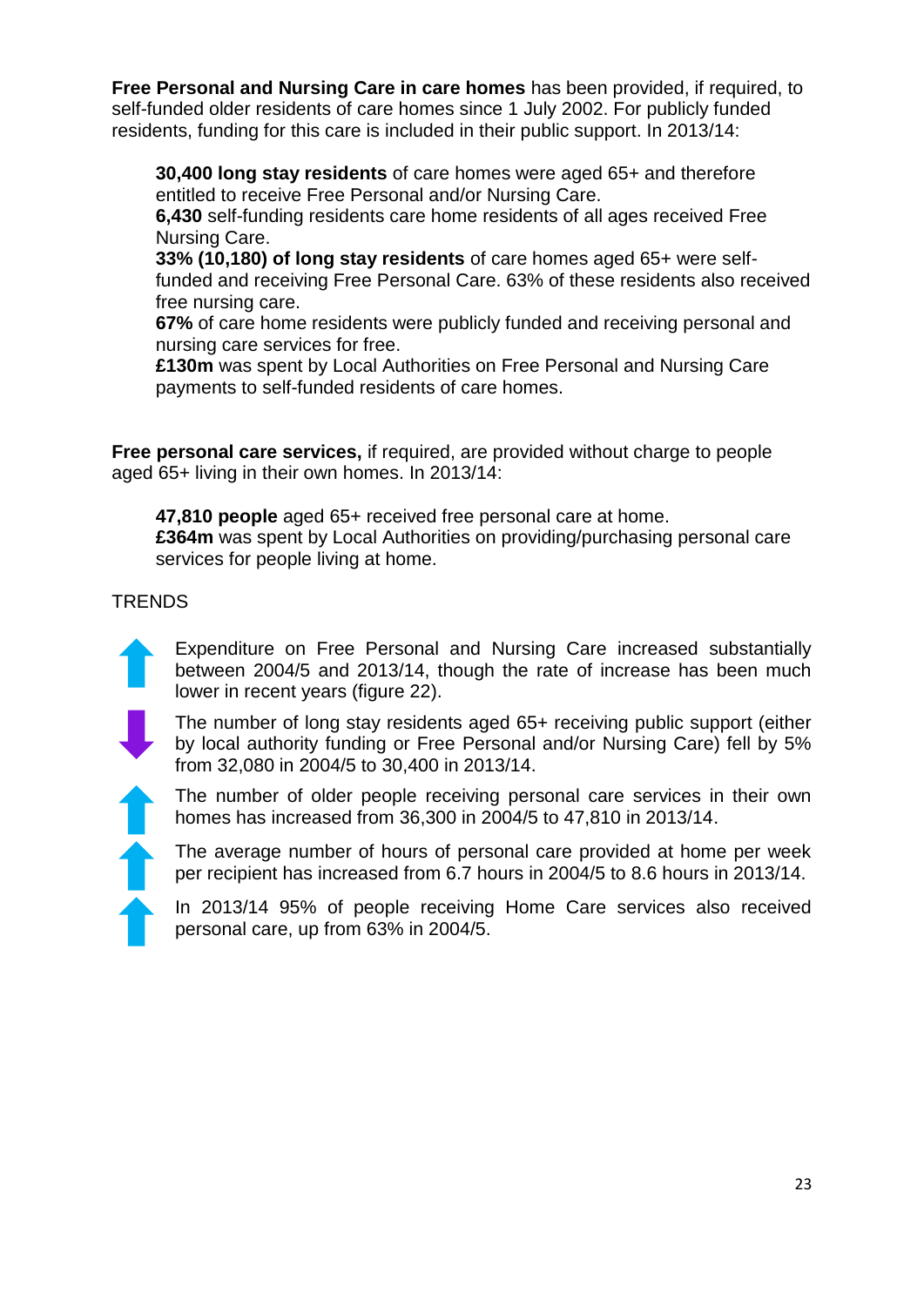**Free Personal and Nursing Care in care homes** has been provided, if required, to self-funded older residents of care homes since 1 July 2002. For publicly funded residents, funding for this care is included in their public support. In 2013/14:

**30,400 long stay residents** of care homes were aged 65+ and therefore entitled to receive Free Personal and/or Nursing Care.
**6,430** self-funding residents care home residents of all ages received Free Nursing Care.
**33% (10,180) of long stay residents** of care homes aged 65+ were self-funded and receiving Free Personal Care. 63% of these residents also received free nursing care.
**67%** of care home residents were publicly funded and receiving personal and nursing care services for free.
**£130m** was spent by Local Authorities on Free Personal and Nursing Care payments to self-funded residents of care homes.

**Free personal care services,** if required, are provided without charge to people aged 65+ living in their own homes. In 2013/14:

**47,810 people** aged 65+ received free personal care at home.
**£364m** was spent by Local Authorities on providing/purchasing personal care services for people living at home.

TRENDS

- ↑ Expenditure on Free Personal and Nursing Care increased substantially between 2004/5 and 2013/14, though the rate of increase has been much lower in recent years (figure 22).
- ↓ The number of long stay residents aged 65+ receiving public support (either by local authority funding or Free Personal and/or Nursing Care) fell by 5% from 32,080 in 2004/5 to 30,400 in 2013/14.
- ↑ The number of older people receiving personal care services in their own homes has increased from 36,300 in 2004/5 to 47,810 in 2013/14.
- ↑ The average number of hours of personal care provided at home per week per recipient has increased from 6.7 hours in 2004/5 to 8.6 hours in 2013/14.
- ↑ In 2013/14 95% of people receiving Home Care services also received personal care, up from 63% in 2004/5.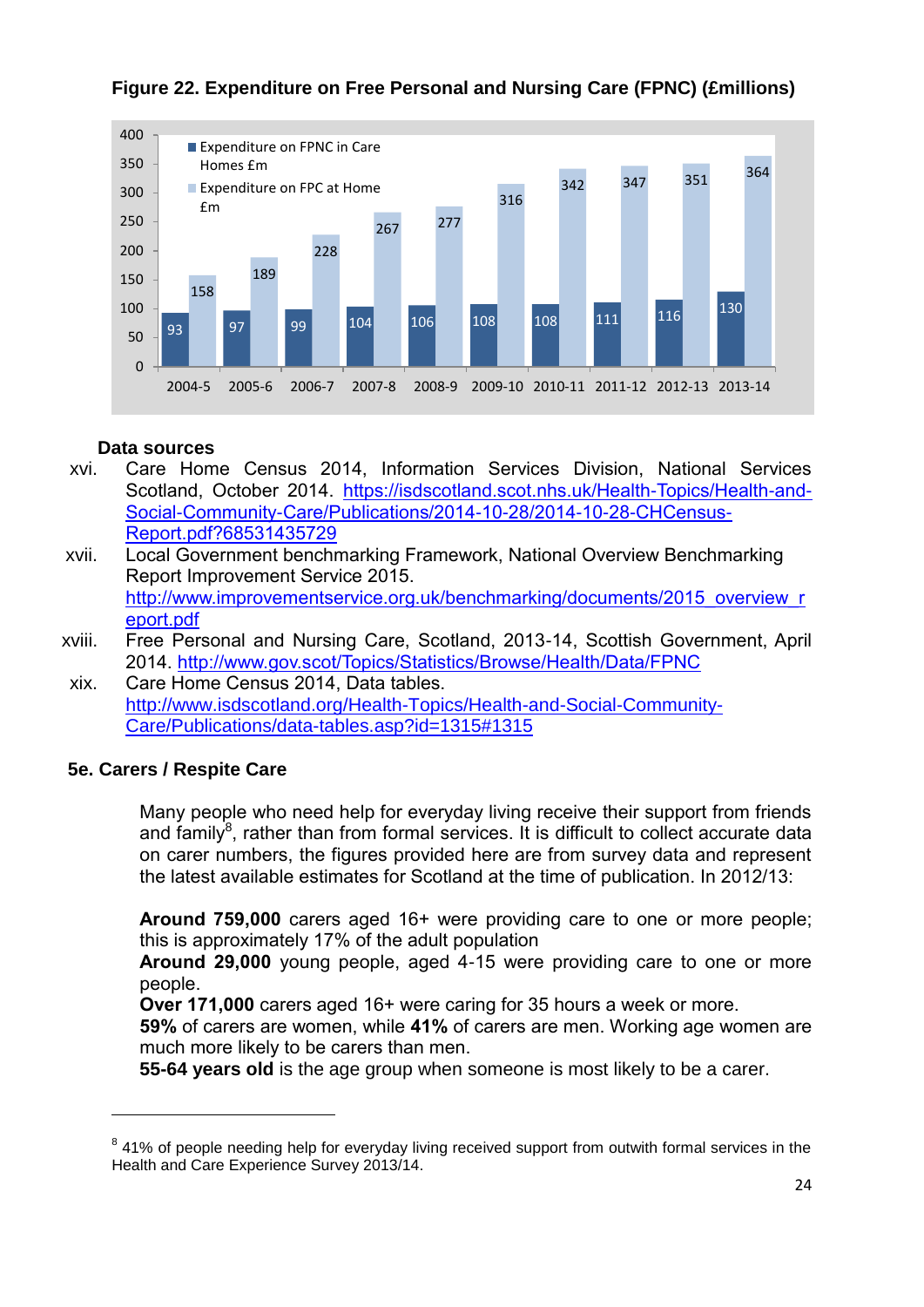**Figure 22. Expenditure on Free Personal and Nursing Care (FPNC) (£millions)**

| Year | Expenditure on FPNC in Care Homes £m | Expenditure on FPC at Home £m |
|---|---|---|
| 2004-5 | 93 | 158 |
| 2005-6 | 97 | 189 |
| 2006-7 | 99 | 228 |
| 2007-8 | 104 | 267 |
| 2008-9 | 106 | 277 |
| 2009-10 | 108 | 316 |
| 2010-11 | 108 | 342 |
| 2011-12 | 111 | 347 |
| 2012-13 | 116 | 351 |
| 2013-14 | 130 | 364 |

**Data sources**

xvi. Care Home Census 2014, Information Services Division, National Services Scotland, October 2014. https://isdscotland.scot.nhs.uk/Health-Topics/Health-and-Social-Community-Care/Publications/2014-10-28/2014-10-28-CHCensus-Report.pdf?68531435729

xvii. Local Government benchmarking Framework, National Overview Benchmarking Report Improvement Service 2015. http://www.improvementservice.org.uk/benchmarking/documents/2015_overview_report.pdf

xviii. Free Personal and Nursing Care, Scotland, 2013-14, Scottish Government, April 2014. http://www.gov.scot/Topics/Statistics/Browse/Health/Data/FPNC

xix. Care Home Census 2014, Data tables. http://www.isdscotland.org/Health-Topics/Health-and-Social-Community-Care/Publications/data-tables.asp?id=1315#1315

### 5e. Carers / Respite Care

Many people who need help for everyday living receive their support from friends and family[8], rather than from formal services. It is difficult to collect accurate data on carer numbers, the figures provided here are from survey data and represent the latest available estimates for Scotland at the time of publication. In 2012/13:

**Around 759,000** carers aged 16+ were providing care to one or more people; this is approximately 17% of the adult population
**Around 29,000** young people, aged 4-15 were providing care to one or more people.
**Over 171,000** carers aged 16+ were caring for 35 hours a week or more.
**59%** of carers are women, while **41%** of carers are men. Working age women are much more likely to be carers than men.
**55-64 years old** is the age group when someone is most likely to be a carer.

---

[8] 41% of people needing help for everyday living received support from outwith formal services in the Health and Care Experience Survey 2013/14.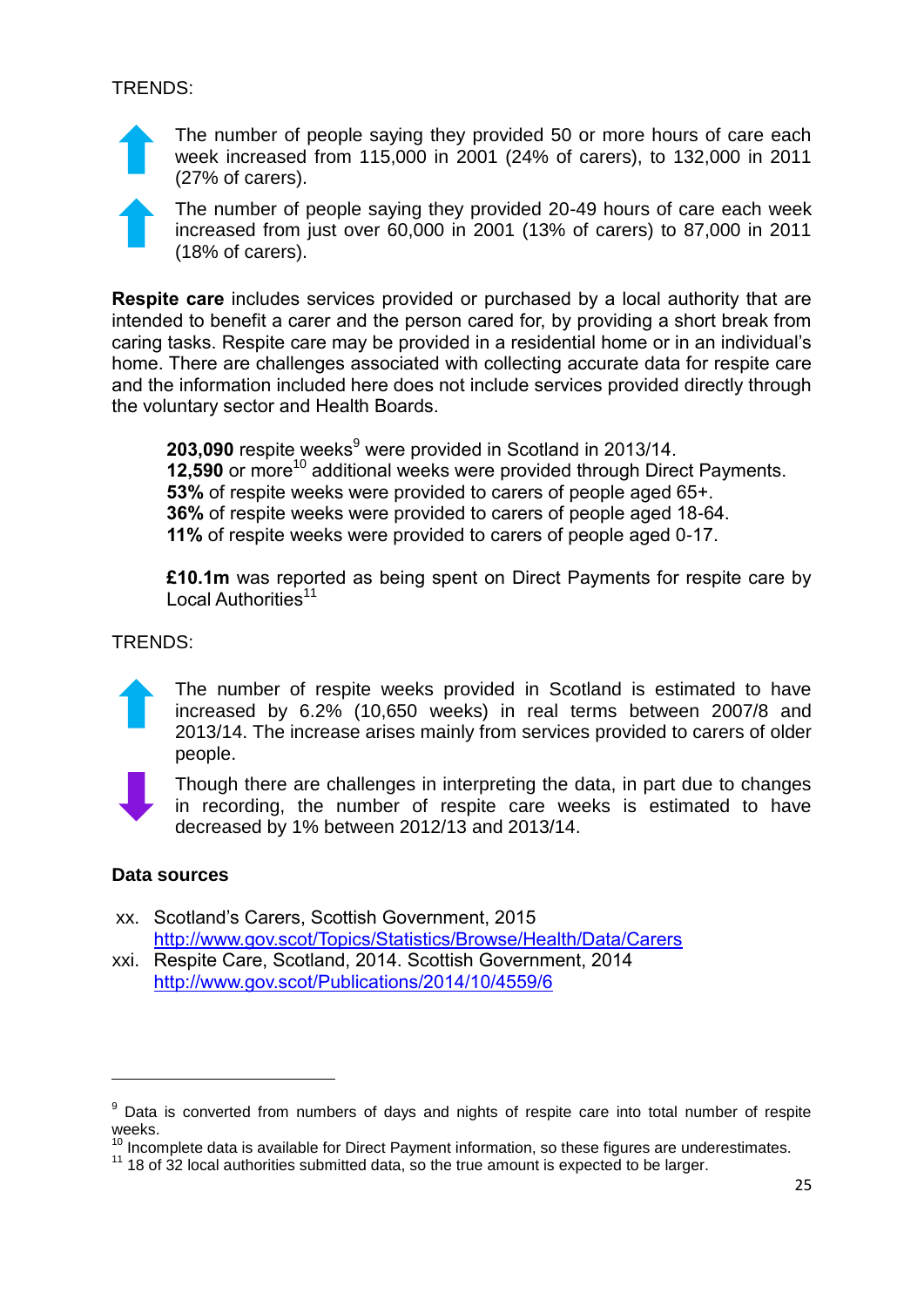TRENDS:

- The number of people saying they provided 50 or more hours of care each week increased from 115,000 in 2001 (24% of carers), to 132,000 in 2011 (27% of carers).
- The number of people saying they provided 20-49 hours of care each week increased from just over 60,000 in 2001 (13% of carers) to 87,000 in 2011 (18% of carers).

**Respite care** includes services provided or purchased by a local authority that are intended to benefit a carer and the person cared for, by providing a short break from caring tasks. Respite care may be provided in a residential home or in an individual's home. There are challenges associated with collecting accurate data for respite care and the information included here does not include services provided directly through the voluntary sector and Health Boards.

> **203,090** respite weeks[9] were provided in Scotland in 2013/14.
> **12,590** or more[10] additional weeks were provided through Direct Payments.
> **53%** of respite weeks were provided to carers of people aged 65+.
> **36%** of respite weeks were provided to carers of people aged 18-64.
> **11%** of respite weeks were provided to carers of people aged 0-17.
>
> **£10.1m** was reported as being spent on Direct Payments for respite care by Local Authorities[11]

TRENDS:

- The number of respite weeks provided in Scotland is estimated to have increased by 6.2% (10,650 weeks) in real terms between 2007/8 and 2013/14. The increase arises mainly from services provided to carers of older people.
- Though there are challenges in interpreting the data, in part due to changes in recording, the number of respite care weeks is estimated to have decreased by 1% between 2012/13 and 2013/14.

**Data sources**

xx. Scotland's Carers, Scottish Government, 2015
http://www.gov.scot/Topics/Statistics/Browse/Health/Data/Carers

xxi. Respite Care, Scotland, 2014. Scottish Government, 2014
http://www.gov.scot/Publications/2014/10/4559/6

---

[9] Data is converted from numbers of days and nights of respite care into total number of respite weeks.

[10] Incomplete data is available for Direct Payment information, so these figures are underestimates.

[11] 18 of 32 local authorities submitted data, so the true amount is expected to be larger.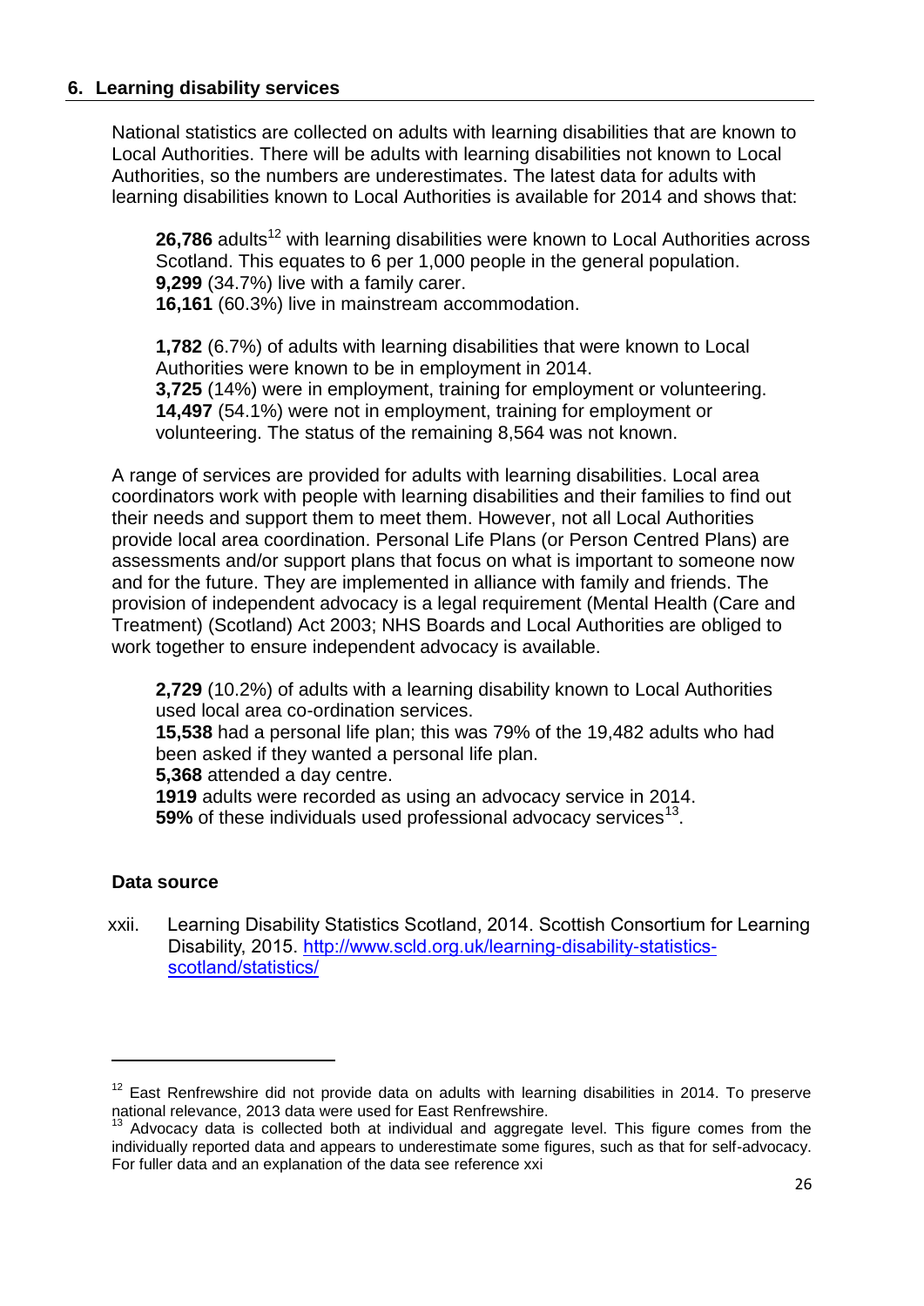## 6. Learning disability services

National statistics are collected on adults with learning disabilities that are known to Local Authorities. There will be adults with learning disabilities not known to Local Authorities, so the numbers are underestimates. The latest data for adults with learning disabilities known to Local Authorities is available for 2014 and shows that:

**26,786** adults[12] with learning disabilities were known to Local Authorities across Scotland. This equates to 6 per 1,000 people in the general population.
**9,299** (34.7%) live with a family carer.
**16,161** (60.3%) live in mainstream accommodation.

**1,782** (6.7%) of adults with learning disabilities that were known to Local Authorities were known to be in employment in 2014.
**3,725** (14%) were in employment, training for employment or volunteering.
**14,497** (54.1%) were not in employment, training for employment or volunteering. The status of the remaining 8,564 was not known.

A range of services are provided for adults with learning disabilities. Local area coordinators work with people with learning disabilities and their families to find out their needs and support them to meet them. However, not all Local Authorities provide local area coordination. Personal Life Plans (or Person Centred Plans) are assessments and/or support plans that focus on what is important to someone now and for the future. They are implemented in alliance with family and friends. The provision of independent advocacy is a legal requirement (Mental Health (Care and Treatment) (Scotland) Act 2003; NHS Boards and Local Authorities are obliged to work together to ensure independent advocacy is available.

**2,729** (10.2%) of adults with a learning disability known to Local Authorities used local area co-ordination services.
**15,538** had a personal life plan; this was 79% of the 19,482 adults who had been asked if they wanted a personal life plan.
**5,368** attended a day centre.
**1919** adults were recorded as using an advocacy service in 2014.
**59%** of these individuals used professional advocacy services[13].

### Data source

xxii. Learning Disability Statistics Scotland, 2014. Scottish Consortium for Learning Disability, 2015. http://www.scld.org.uk/learning-disability-statistics-scotland/statistics/

---

[12] East Renfrewshire did not provide data on adults with learning disabilities in 2014. To preserve national relevance, 2013 data were used for East Renfrewshire.

[13] Advocacy data is collected both at individual and aggregate level. This figure comes from the individually reported data and appears to underestimate some figures, such as that for self-advocacy. For fuller data and an explanation of the data see reference xxi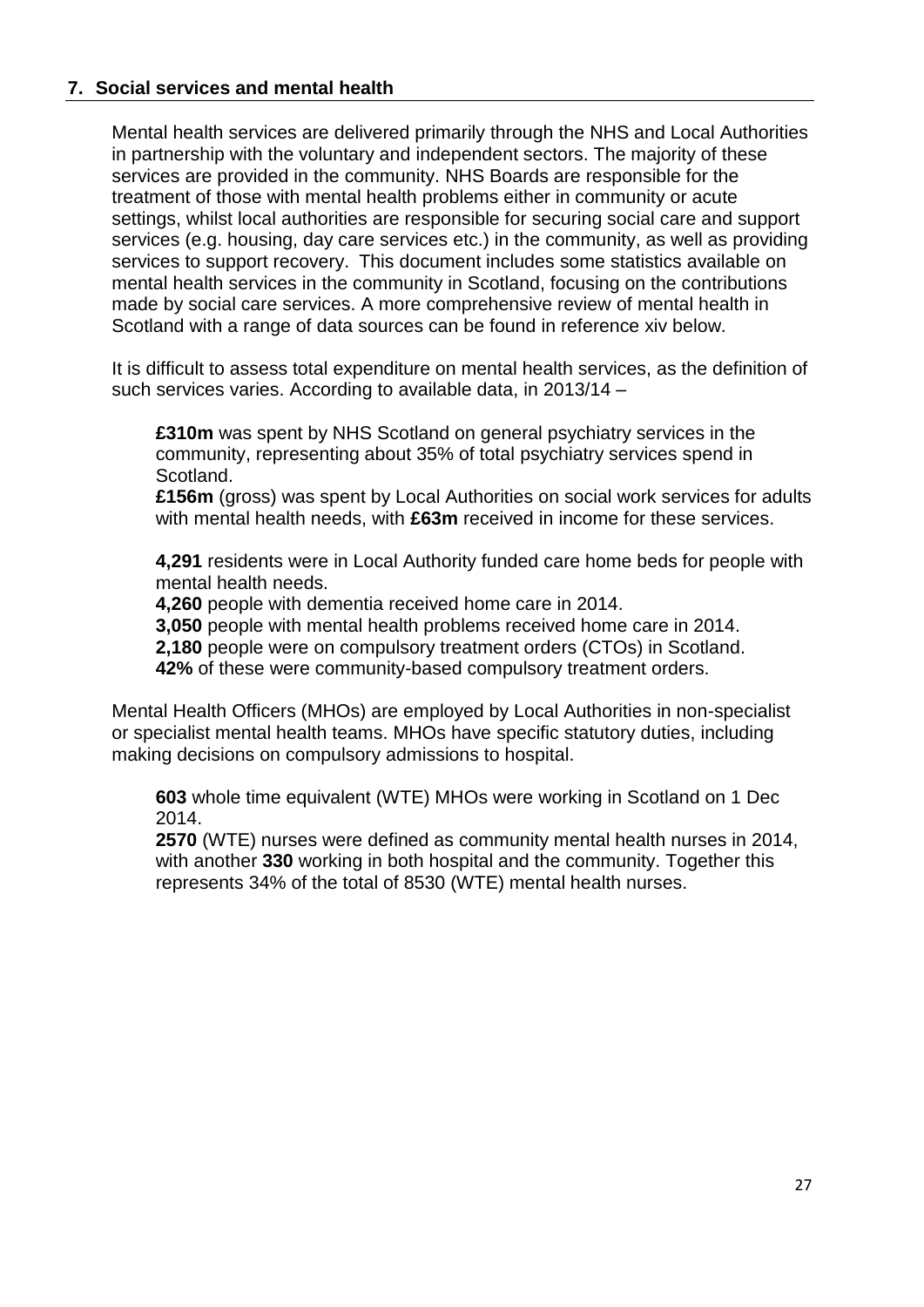## 7. Social services and mental health

Mental health services are delivered primarily through the NHS and Local Authorities in partnership with the voluntary and independent sectors. The majority of these services are provided in the community. NHS Boards are responsible for the treatment of those with mental health problems either in community or acute settings, whilst local authorities are responsible for securing social care and support services (e.g. housing, day care services etc.) in the community, as well as providing services to support recovery. This document includes some statistics available on mental health services in the community in Scotland, focusing on the contributions made by social care services. A more comprehensive review of mental health in Scotland with a range of data sources can be found in reference xiv below.

It is difficult to assess total expenditure on mental health services, as the definition of such services varies. According to available data, in 2013/14 –

**£310m** was spent by NHS Scotland on general psychiatry services in the community, representing about 35% of total psychiatry services spend in Scotland.
**£156m** (gross) was spent by Local Authorities on social work services for adults with mental health needs, with **£63m** received in income for these services.

**4,291** residents were in Local Authority funded care home beds for people with mental health needs.
**4,260** people with dementia received home care in 2014.
**3,050** people with mental health problems received home care in 2014.
**2,180** people were on compulsory treatment orders (CTOs) in Scotland.
**42%** of these were community-based compulsory treatment orders.

Mental Health Officers (MHOs) are employed by Local Authorities in non-specialist or specialist mental health teams. MHOs have specific statutory duties, including making decisions on compulsory admissions to hospital.

**603** whole time equivalent (WTE) MHOs were working in Scotland on 1 Dec 2014.
**2570** (WTE) nurses were defined as community mental health nurses in 2014, with another **330** working in both hospital and the community. Together this represents 34% of the total of 8530 (WTE) mental health nurses.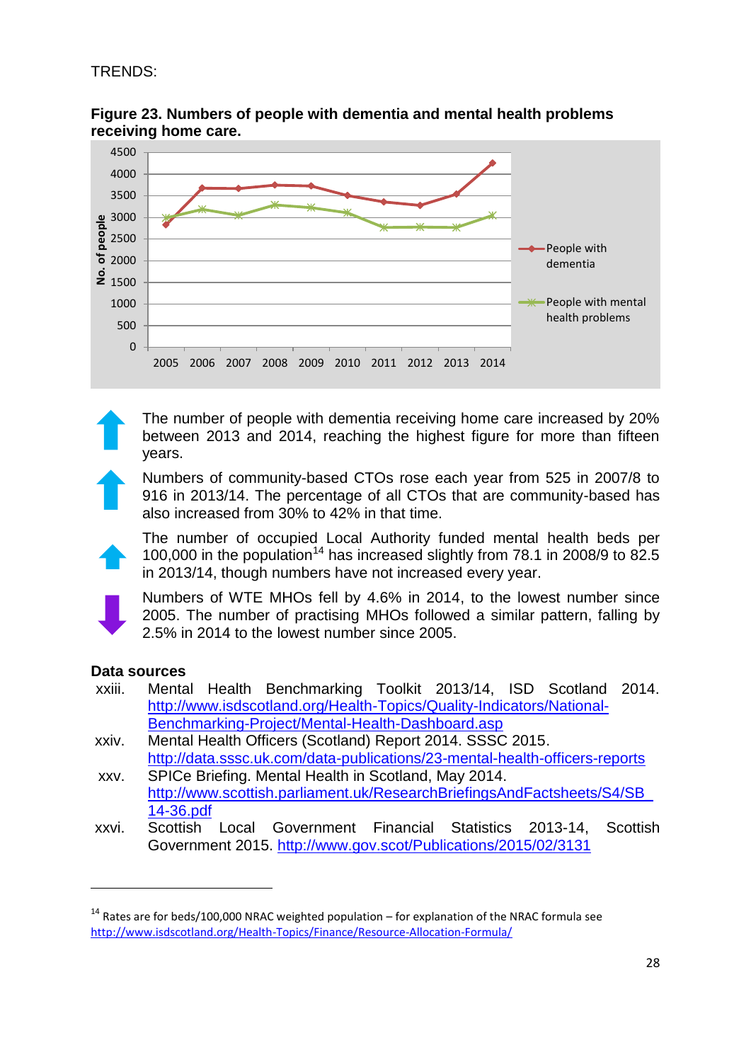TRENDS:

**Figure 23. Numbers of people with dementia and mental health problems receiving home care.**

The number of people with dementia receiving home care increased by 20% between 2013 and 2014, reaching the highest figure for more than fifteen years.

Numbers of community-based CTOs rose each year from 525 in 2007/8 to 916 in 2013/14. The percentage of all CTOs that are community-based has also increased from 30% to 42% in that time.

The number of occupied Local Authority funded mental health beds per 100,000 in the population[14] has increased slightly from 78.1 in 2008/9 to 82.5 in 2013/14, though numbers have not increased every year.

Numbers of WTE MHOs fell by 4.6% in 2014, to the lowest number since 2005. The number of practising MHOs followed a similar pattern, falling by 2.5% in 2014 to the lowest number since 2005.

**Data sources**

xxiii. Mental Health Benchmarking Toolkit 2013/14, ISD Scotland 2014. http://www.isdscotland.org/Health-Topics/Quality-Indicators/National-Benchmarking-Project/Mental-Health-Dashboard.asp

xxiv. Mental Health Officers (Scotland) Report 2014. SSSC 2015. http://data.sssc.uk.com/data-publications/23-mental-health-officers-reports

xxv. SPICe Briefing. Mental Health in Scotland, May 2014. http://www.scottish.parliament.uk/ResearchBriefingsAndFactsheets/S4/SB_14-36.pdf

xxvi. Scottish Local Government Financial Statistics 2013-14, Scottish Government 2015. http://www.gov.scot/Publications/2015/02/3131

[14] Rates are for beds/100,000 NRAC weighted population – for explanation of the NRAC formula see http://www.isdscotland.org/Health-Topics/Finance/Resource-Allocation-Formula/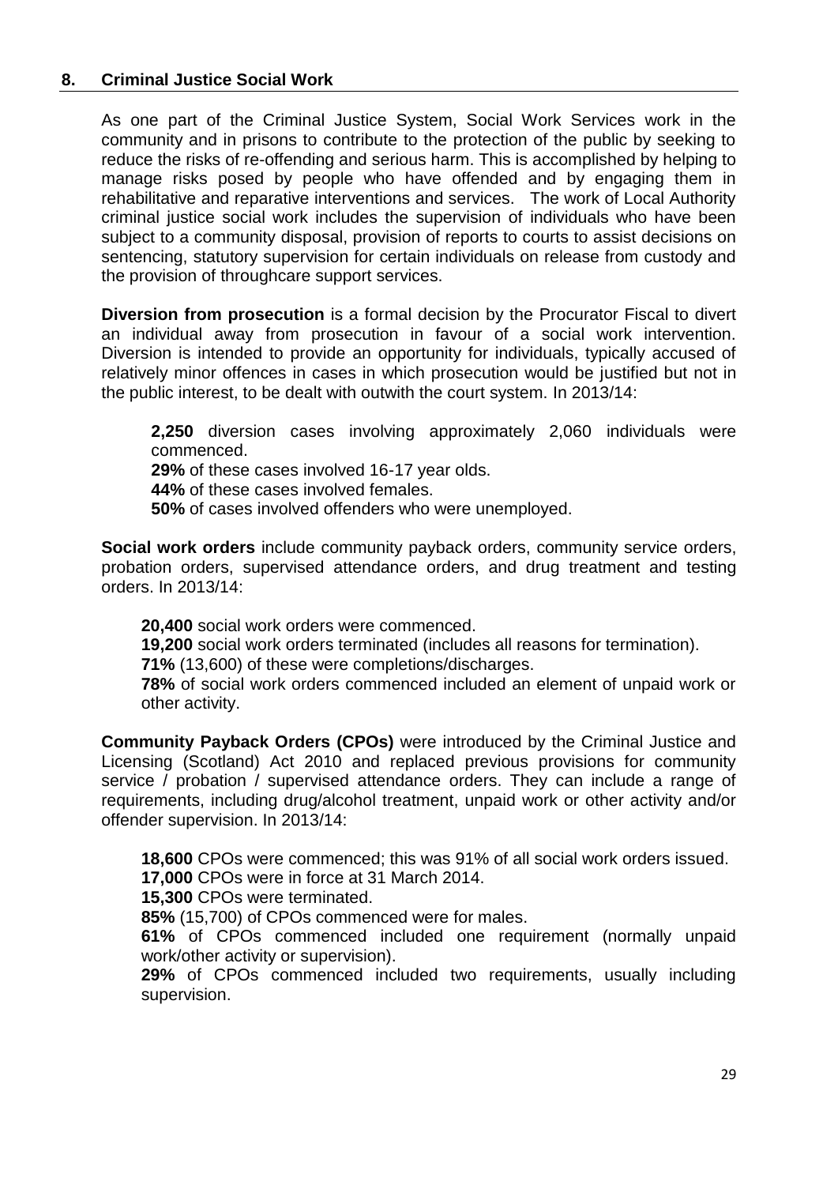## 8. Criminal Justice Social Work

As one part of the Criminal Justice System, Social Work Services work in the community and in prisons to contribute to the protection of the public by seeking to reduce the risks of re-offending and serious harm. This is accomplished by helping to manage risks posed by people who have offended and by engaging them in rehabilitative and reparative interventions and services. The work of Local Authority criminal justice social work includes the supervision of individuals who have been subject to a community disposal, provision of reports to courts to assist decisions on sentencing, statutory supervision for certain individuals on release from custody and the provision of throughcare support services.

**Diversion from prosecution** is a formal decision by the Procurator Fiscal to divert an individual away from prosecution in favour of a social work intervention. Diversion is intended to provide an opportunity for individuals, typically accused of relatively minor offences in cases in which prosecution would be justified but not in the public interest, to be dealt with outwith the court system. In 2013/14:

**2,250** diversion cases involving approximately 2,060 individuals were commenced.
**29%** of these cases involved 16-17 year olds.
**44%** of these cases involved females.
**50%** of cases involved offenders who were unemployed.

**Social work orders** include community payback orders, community service orders, probation orders, supervised attendance orders, and drug treatment and testing orders. In 2013/14:

**20,400** social work orders were commenced.
**19,200** social work orders terminated (includes all reasons for termination).
**71%** (13,600) of these were completions/discharges.
**78%** of social work orders commenced included an element of unpaid work or other activity.

**Community Payback Orders (CPOs)** were introduced by the Criminal Justice and Licensing (Scotland) Act 2010 and replaced previous provisions for community service / probation / supervised attendance orders. They can include a range of requirements, including drug/alcohol treatment, unpaid work or other activity and/or offender supervision. In 2013/14:

**18,600** CPOs were commenced; this was 91% of all social work orders issued.
**17,000** CPOs were in force at 31 March 2014.
**15,300** CPOs were terminated.
**85%** (15,700) of CPOs commenced were for males.
**61%** of CPOs commenced included one requirement (normally unpaid work/other activity or supervision).
**29%** of CPOs commenced included two requirements, usually including supervision.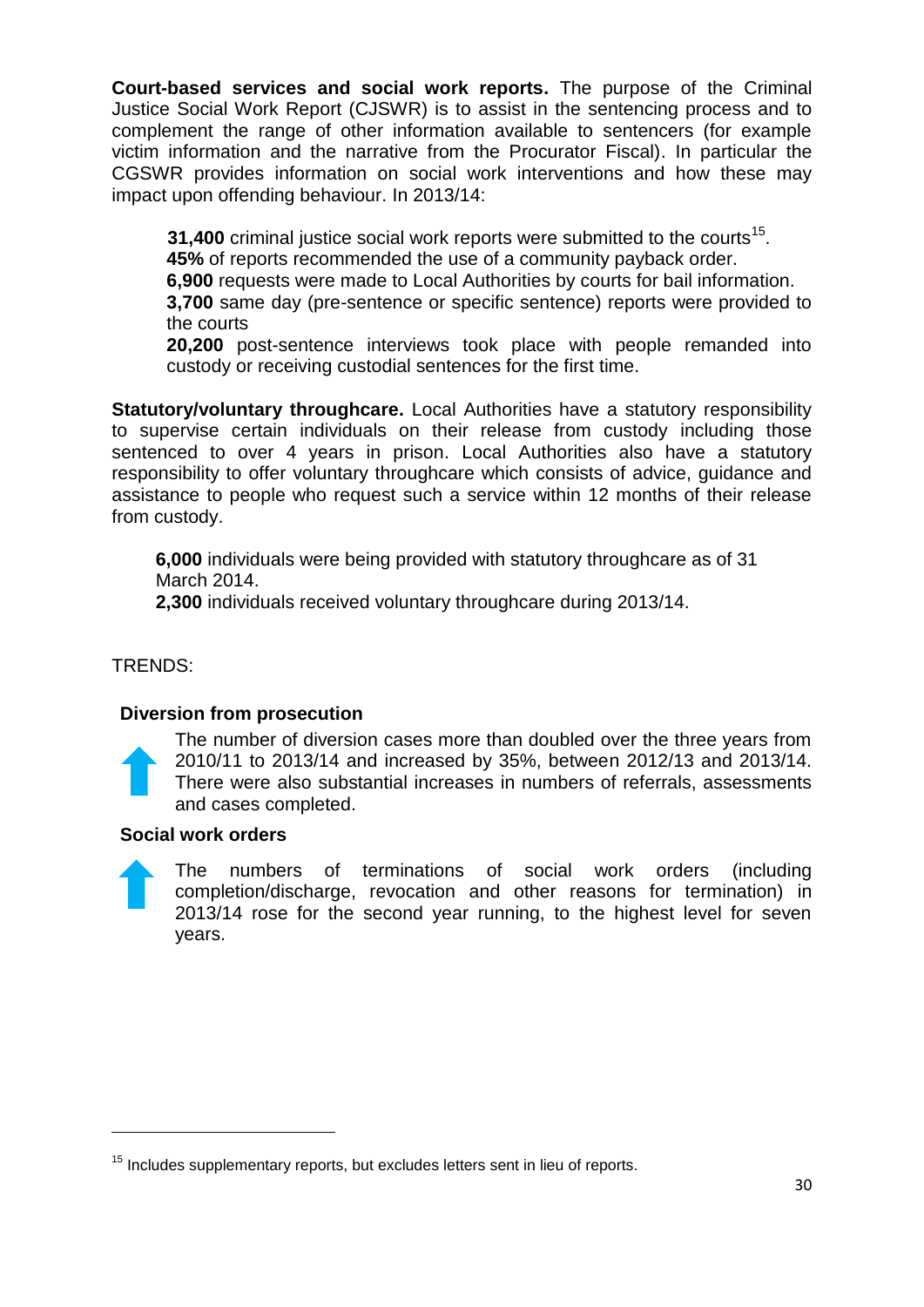**Court-based services and social work reports.** The purpose of the Criminal Justice Social Work Report (CJSWR) is to assist in the sentencing process and to complement the range of other information available to sentencers (for example victim information and the narrative from the Procurator Fiscal). In particular the CGSWR provides information on social work interventions and how these may impact upon offending behaviour. In 2013/14:

- **31,400** criminal justice social work reports were submitted to the courts[15].
- **45%** of reports recommended the use of a community payback order.
- **6,900** requests were made to Local Authorities by courts for bail information.
- **3,700** same day (pre-sentence or specific sentence) reports were provided to the courts
- **20,200** post-sentence interviews took place with people remanded into custody or receiving custodial sentences for the first time.

**Statutory/voluntary throughcare.** Local Authorities have a statutory responsibility to supervise certain individuals on their release from custody including those sentenced to over 4 years in prison. Local Authorities also have a statutory responsibility to offer voluntary throughcare which consists of advice, guidance and assistance to people who request such a service within 12 months of their release from custody.

- **6,000** individuals were being provided with statutory throughcare as of 31 March 2014.
- **2,300** individuals received voluntary throughcare during 2013/14.

TRENDS:

**Diversion from prosecution**

The number of diversion cases more than doubled over the three years from 2010/11 to 2013/14 and increased by 35%, between 2012/13 and 2013/14. There were also substantial increases in numbers of referrals, assessments and cases completed.

**Social work orders**

The numbers of terminations of social work orders (including completion/discharge, revocation and other reasons for termination) in 2013/14 rose for the second year running, to the highest level for seven years.

---

[15] Includes supplementary reports, but excludes letters sent in lieu of reports.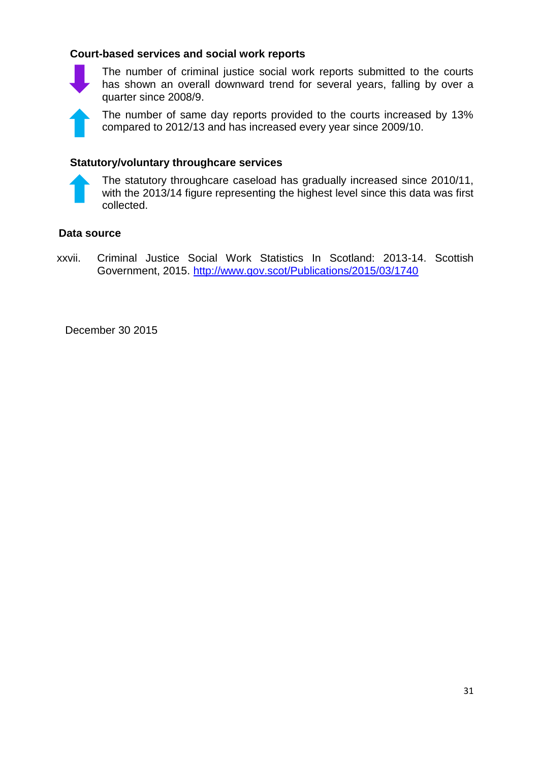### Court-based services and social work reports

The number of criminal justice social work reports submitted to the courts has shown an overall downward trend for several years, falling by over a quarter since 2008/9.

The number of same day reports provided to the courts increased by 13% compared to 2012/13 and has increased every year since 2009/10.

### Statutory/voluntary throughcare services

The statutory throughcare caseload has gradually increased since 2010/11, with the 2013/14 figure representing the highest level since this data was first collected.

### Data source

xxvii. Criminal Justice Social Work Statistics In Scotland: 2013-14. Scottish Government, 2015. http://www.gov.scot/Publications/2015/03/1740

December 30 2015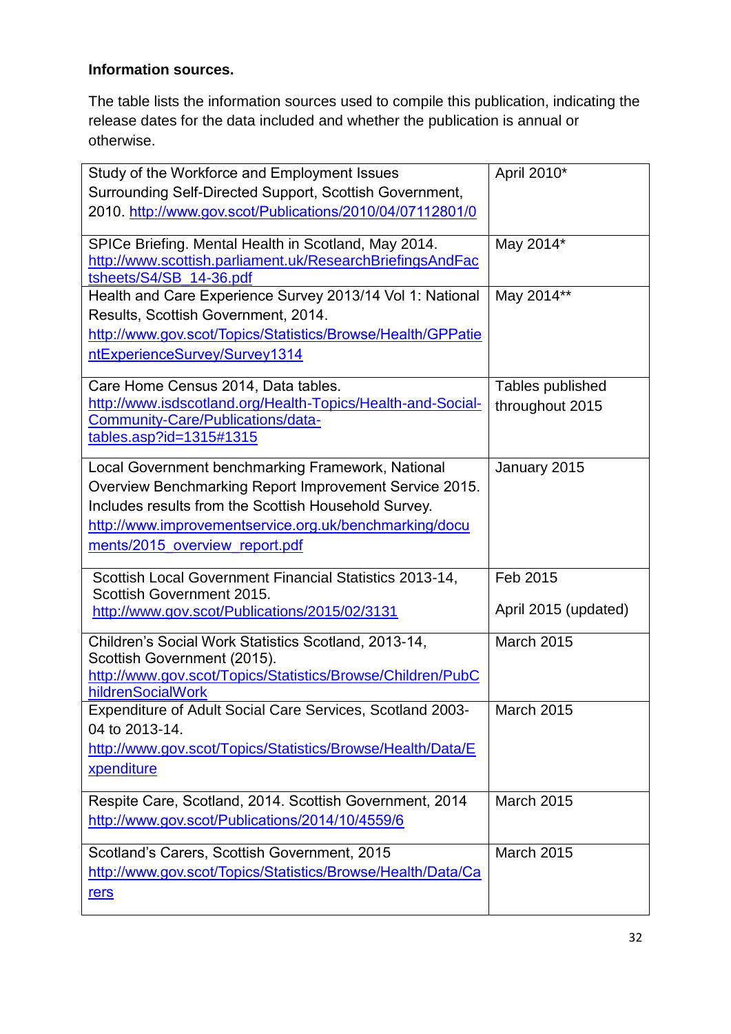**Information sources.**

The table lists the information sources used to compile this publication, indicating the release dates for the data included and whether the publication is annual or otherwise.

| Source | Release date |
|---|---|
| Study of the Workforce and Employment Issues Surrounding Self-Directed Support, Scottish Government, 2010. http://www.gov.scot/Publications/2010/04/07112801/0 | April 2010* |
| SPICe Briefing. Mental Health in Scotland, May 2014. http://www.scottish.parliament.uk/ResearchBriefingsAndFactsheets/S4/SB_14-36.pdf | May 2014* |
| Health and Care Experience Survey 2013/14 Vol 1: National Results, Scottish Government, 2014. http://www.gov.scot/Topics/Statistics/Browse/Health/GPPatientExperienceSurvey/Survey1314 | May 2014** |
| Care Home Census 2014, Data tables. http://www.isdscotland.org/Health-Topics/Health-and-Social-Community-Care/Publications/data-tables.asp?id=1315#1315 | Tables published throughout 2015 |
| Local Government benchmarking Framework, National Overview Benchmarking Report Improvement Service 2015. Includes results from the Scottish Household Survey. http://www.improvementservice.org.uk/benchmarking/documents/2015_overview_report.pdf | January 2015 |
| Scottish Local Government Financial Statistics 2013-14, Scottish Government 2015. http://www.gov.scot/Publications/2015/02/3131 | Feb 2015<br>April 2015 (updated) |
| Children's Social Work Statistics Scotland, 2013-14, Scottish Government (2015). http://www.gov.scot/Topics/Statistics/Browse/Children/PubChildrenSocialWork | March 2015 |
| Expenditure of Adult Social Care Services, Scotland 2003-04 to 2013-14. http://www.gov.scot/Topics/Statistics/Browse/Health/Data/Expenditure | March 2015 |
| Respite Care, Scotland, 2014. Scottish Government, 2014 http://www.gov.scot/Publications/2014/10/4559/6 | March 2015 |
| Scotland's Carers, Scottish Government, 2015 http://www.gov.scot/Topics/Statistics/Browse/Health/Data/Carers | March 2015 |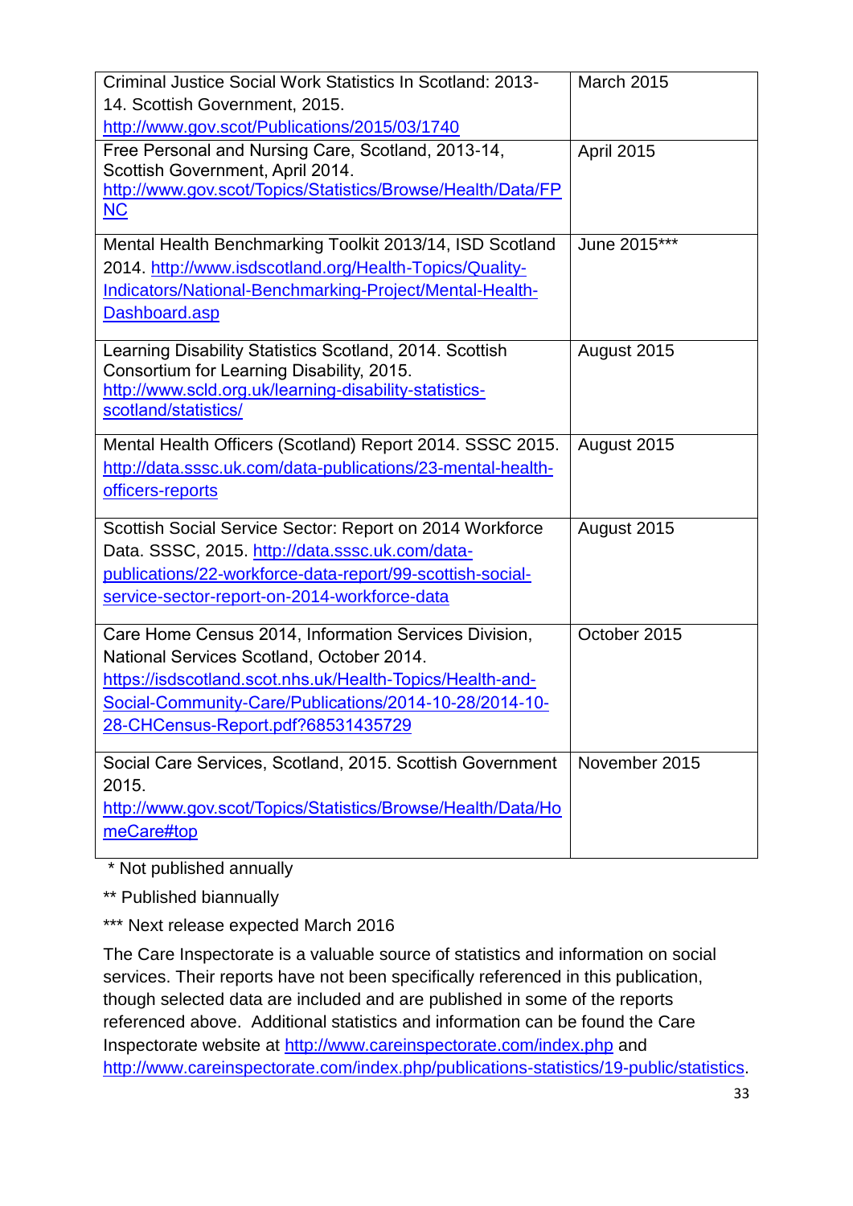| | |
|---|---|
| Criminal Justice Social Work Statistics In Scotland: 2013-14. Scottish Government, 2015. http://www.gov.scot/Publications/2015/03/1740 | March 2015 |
| Free Personal and Nursing Care, Scotland, 2013-14, Scottish Government, April 2014. http://www.gov.scot/Topics/Statistics/Browse/Health/Data/FPNC | April 2015 |
| Mental Health Benchmarking Toolkit 2013/14, ISD Scotland 2014. http://www.isdscotland.org/Health-Topics/Quality-Indicators/National-Benchmarking-Project/Mental-Health-Dashboard.asp | June 2015*** |
| Learning Disability Statistics Scotland, 2014. Scottish Consortium for Learning Disability, 2015. http://www.scld.org.uk/learning-disability-statistics-scotland/statistics/ | August 2015 |
| Mental Health Officers (Scotland) Report 2014. SSSC 2015. http://data.sssc.uk.com/data-publications/23-mental-health-officers-reports | August 2015 |
| Scottish Social Service Sector: Report on 2014 Workforce Data. SSSC, 2015. http://data.sssc.uk.com/data-publications/22-workforce-data-report/99-scottish-social-service-sector-report-on-2014-workforce-data | August 2015 |
| Care Home Census 2014, Information Services Division, National Services Scotland, October 2014. https://isdscotland.scot.nhs.uk/Health-Topics/Health-and-Social-Community-Care/Publications/2014-10-28/2014-10-28-CHCensus-Report.pdf?68531435729 | October 2015 |
| Social Care Services, Scotland, 2015. Scottish Government 2015. http://www.gov.scot/Topics/Statistics/Browse/Health/Data/HomeCare#top | November 2015 |

\* Not published annually

** Published biannually

*** Next release expected March 2016

The Care Inspectorate is a valuable source of statistics and information on social services. Their reports have not been specifically referenced in this publication, though selected data are included and are published in some of the reports referenced above. Additional statistics and information can be found the Care Inspectorate website at http://www.careinspectorate.com/index.php and http://www.careinspectorate.com/index.php/publications-statistics/19-public/statistics.